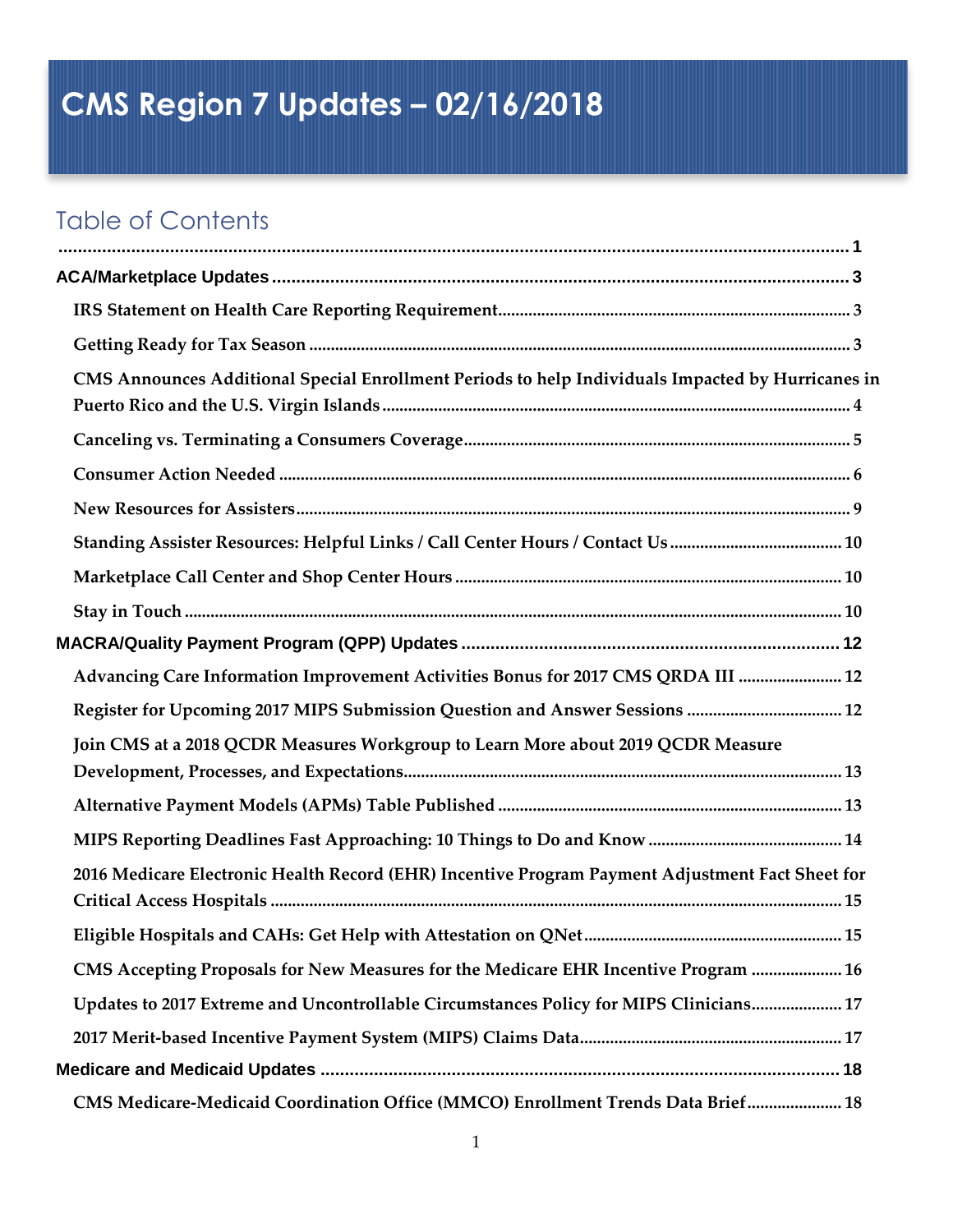# CMS Region 7 Updates – 02/16/2018

## Table of Contents

........................................................................................................................................................... 1

**ACA/Marketplace Updates** ........................................................................................................... 3

- IRS Statement on Health Care Reporting Requirement ........................................................ 3
- Getting Ready for Tax Season ........................................................................................... 3
- CMS Announces Additional Special Enrollment Periods to help Individuals Impacted by Hurricanes in Puerto Rico and the U.S. Virgin Islands ........................................................ 4
- Canceling vs. Terminating a Consumers Coverage ................................................................ 5
- Consumer Action Needed ...................................................................................................... 6
- New Resources for Assisters .................................................................................................. 9
- Standing Assister Resources: Helpful Links / Call Center Hours / Contact Us ........................ 10
- Marketplace Call Center and Shop Center Hours .................................................................. 10
- Stay in Touch ........................................................................................................................ 10

**MACRA/Quality Payment Program (QPP) Updates** ........................................................................ 12

- Advancing Care Information Improvement Activities Bonus for 2017 CMS QRDA III ................. 12
- Register for Upcoming 2017 MIPS Submission Question and Answer Sessions ........................ 12
- Join CMS at a 2018 QCDR Measures Workgroup to Learn More about 2019 QCDR Measure Development, Processes, and Expectations ............................................................................ 13
- Alternative Payment Models (APMs) Table Published ............................................................. 13
- MIPS Reporting Deadlines Fast Approaching: 10 Things to Do and Know ................................ 14
- 2016 Medicare Electronic Health Record (EHR) Incentive Program Payment Adjustment Fact Sheet for Critical Access Hospitals ..................................................................................................... 15
- Eligible Hospitals and CAHs: Get Help with Attestation on QNet ............................................ 15
- CMS Accepting Proposals for New Measures for the Medicare EHR Incentive Program ............. 16
- Updates to 2017 Extreme and Uncontrollable Circumstances Policy for MIPS Clinicians ............. 17
- 2017 Merit-based Incentive Payment System (MIPS) Claims Data ............................................ 17

**Medicare and Medicaid Updates** ................................................................................................. 18

- CMS Medicare-Medicaid Coordination Office (MMCO) Enrollment Trends Data Brief ................... 18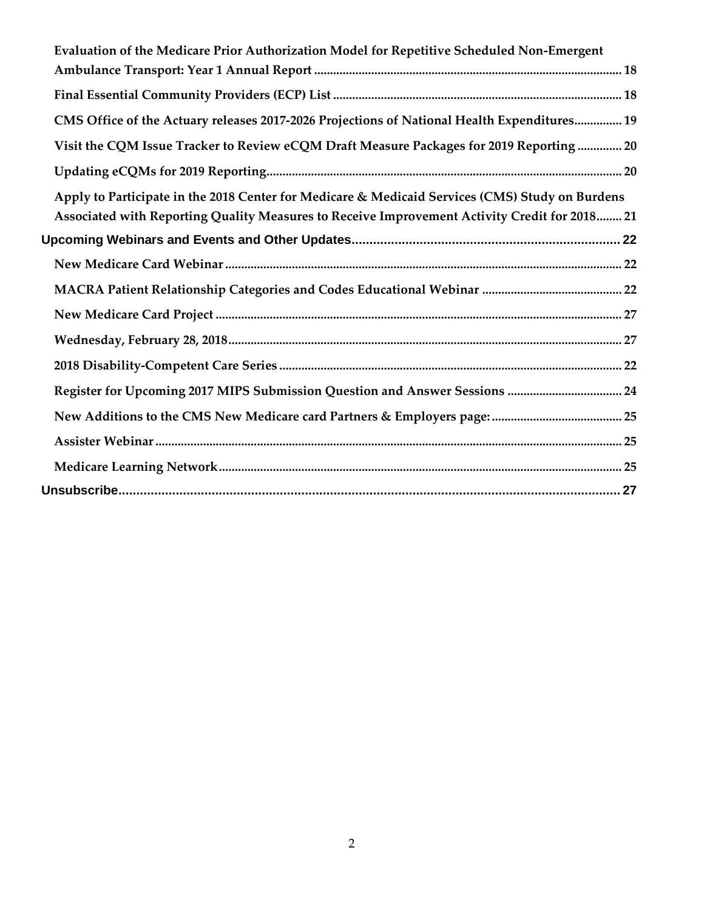- Evaluation of the Medicare Prior Authorization Model for Repetitive Scheduled Non-Emergent Ambulance Transport: Year 1 Annual Report ........ 18
- Final Essential Community Providers (ECP) List ........ 18
- CMS Office of the Actuary releases 2017-2026 Projections of National Health Expenditures ........ 19
- Visit the CQM Issue Tracker to Review eCQM Draft Measure Packages for 2019 Reporting ........ 20
- Updating eCQMs for 2019 Reporting ........ 20
- Apply to Participate in the 2018 Center for Medicare & Medicaid Services (CMS) Study on Burdens Associated with Reporting Quality Measures to Receive Improvement Activity Credit for 2018 ........ 21

**Upcoming Webinars and Events and Other Updates ........ 22**

- New Medicare Card Webinar ........ 22
- MACRA Patient Relationship Categories and Codes Educational Webinar ........ 22
- New Medicare Card Project ........ 27
- Wednesday, February 28, 2018 ........ 27
- 2018 Disability-Competent Care Series ........ 22
- Register for Upcoming 2017 MIPS Submission Question and Answer Sessions ........ 24
- New Additions to the CMS New Medicare card Partners & Employers page: ........ 25
- Assister Webinar ........ 25
- Medicare Learning Network ........ 25

**Unsubscribe ........ 27**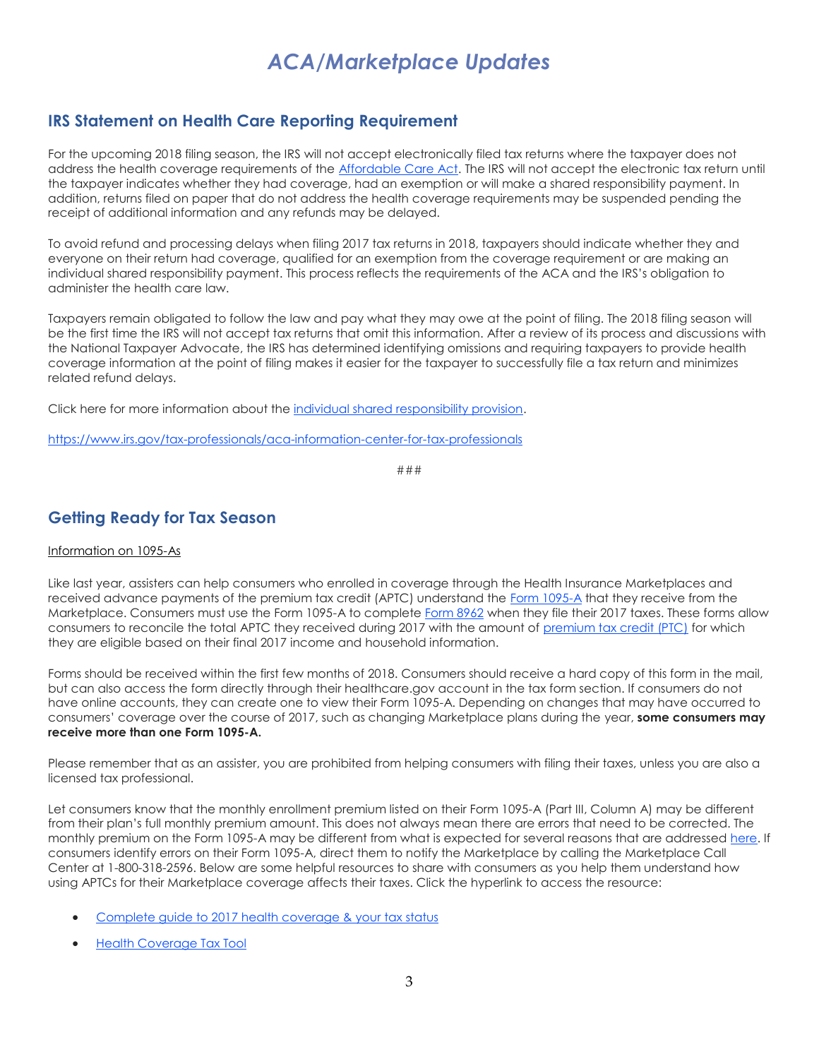# *ACA/Marketplace Updates*

## IRS Statement on Health Care Reporting Requirement

For the upcoming 2018 filing season, the IRS will not accept electronically filed tax returns where the taxpayer does not address the health coverage requirements of the Affordable Care Act. The IRS will not accept the electronic tax return until the taxpayer indicates whether they had coverage, had an exemption or will make a shared responsibility payment. In addition, returns filed on paper that do not address the health coverage requirements may be suspended pending the receipt of additional information and any refunds may be delayed.

To avoid refund and processing delays when filing 2017 tax returns in 2018, taxpayers should indicate whether they and everyone on their return had coverage, qualified for an exemption from the coverage requirement or are making an individual shared responsibility payment. This process reflects the requirements of the ACA and the IRS's obligation to administer the health care law.

Taxpayers remain obligated to follow the law and pay what they may owe at the point of filing. The 2018 filing season will be the first time the IRS will not accept tax returns that omit this information. After a review of its process and discussions with the National Taxpayer Advocate, the IRS has determined identifying omissions and requiring taxpayers to provide health coverage information at the point of filing makes it easier for the taxpayer to successfully file a tax return and minimizes related refund delays.

Click here for more information about the individual shared responsibility provision.

https://www.irs.gov/tax-professionals/aca-information-center-for-tax-professionals

###

## Getting Ready for Tax Season

Information on 1095-As

Like last year, assisters can help consumers who enrolled in coverage through the Health Insurance Marketplaces and received advance payments of the premium tax credit (APTC) understand the Form 1095-A that they receive from the Marketplace. Consumers must use the Form 1095-A to complete Form 8962 when they file their 2017 taxes. These forms allow consumers to reconcile the total APTC they received during 2017 with the amount of premium tax credit (PTC) for which they are eligible based on their final 2017 income and household information.

Forms should be received within the first few months of 2018. Consumers should receive a hard copy of this form in the mail, but can also access the form directly through their healthcare.gov account in the tax form section. If consumers do not have online accounts, they can create one to view their Form 1095-A. Depending on changes that may have occurred to consumers' coverage over the course of 2017, such as changing Marketplace plans during the year, **some consumers may receive more than one Form 1095-A.**

Please remember that as an assister, you are prohibited from helping consumers with filing their taxes, unless you are also a licensed tax professional.

Let consumers know that the monthly enrollment premium listed on their Form 1095-A (Part III, Column A) may be different from their plan's full monthly premium amount. This does not always mean there are errors that need to be corrected. The monthly premium on the Form 1095-A may be different from what is expected for several reasons that are addressed here. If consumers identify errors on their Form 1095-A, direct them to notify the Marketplace by calling the Marketplace Call Center at 1-800-318-2596. Below are some helpful resources to share with consumers as you help them understand how using APTCs for their Marketplace coverage affects their taxes. Click the hyperlink to access the resource:

- Complete guide to 2017 health coverage & your tax status
- Health Coverage Tax Tool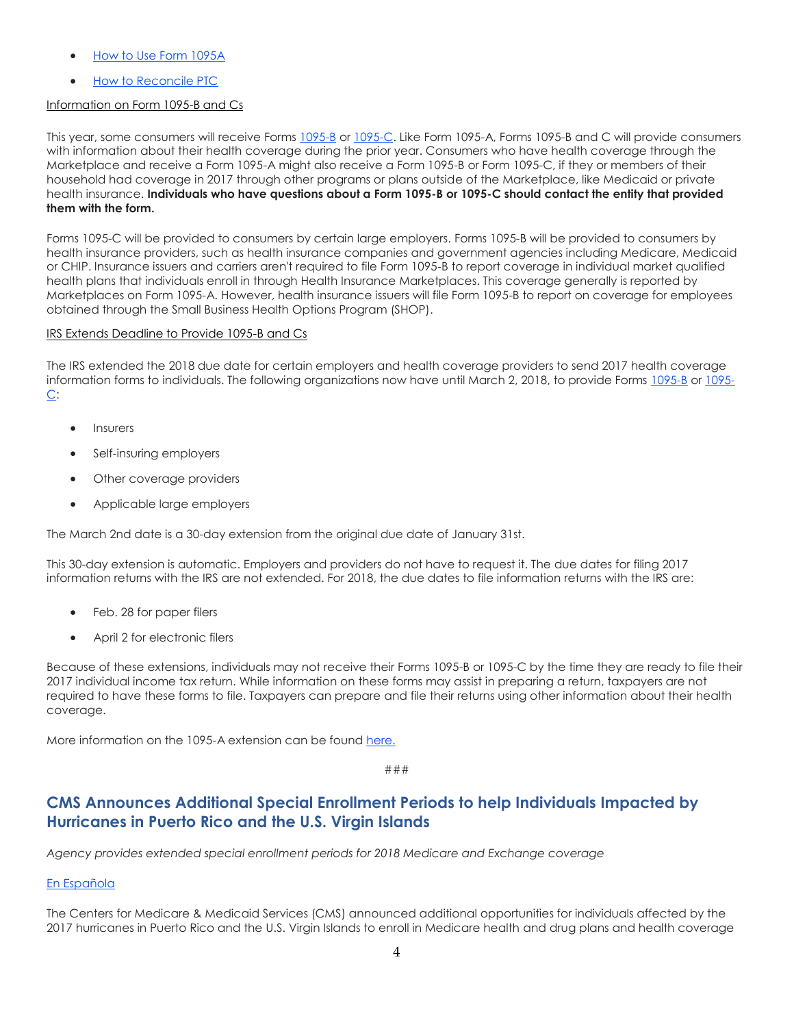- How to Use Form 1095A
- How to Reconcile PTC

Information on Form 1095-B and Cs

This year, some consumers will receive Forms 1095-B or 1095-C. Like Form 1095-A, Forms 1095-B and C will provide consumers with information about their health coverage during the prior year. Consumers who have health coverage through the Marketplace and receive a Form 1095-A might also receive a Form 1095-B or Form 1095-C, if they or members of their household had coverage in 2017 through other programs or plans outside of the Marketplace, like Medicaid or private health insurance. **Individuals who have questions about a Form 1095-B or 1095-C should contact the entity that provided them with the form.**

Forms 1095-C will be provided to consumers by certain large employers. Forms 1095-B will be provided to consumers by health insurance providers, such as health insurance companies and government agencies including Medicare, Medicaid or CHIP. Insurance issuers and carriers aren't required to file Form 1095-B to report coverage in individual market qualified health plans that individuals enroll in through Health Insurance Marketplaces. This coverage generally is reported by Marketplaces on Form 1095-A. However, health insurance issuers will file Form 1095-B to report on coverage for employees obtained through the Small Business Health Options Program (SHOP).

IRS Extends Deadline to Provide 1095-B and Cs

The IRS extended the 2018 due date for certain employers and health coverage providers to send 2017 health coverage information forms to individuals. The following organizations now have until March 2, 2018, to provide Forms 1095-B or 1095-C:

- Insurers
- Self-insuring employers
- Other coverage providers
- Applicable large employers

The March 2nd date is a 30-day extension from the original due date of January 31st.

This 30-day extension is automatic. Employers and providers do not have to request it. The due dates for filing 2017 information returns with the IRS are not extended. For 2018, the due dates to file information returns with the IRS are:

- Feb. 28 for paper filers
- April 2 for electronic filers

Because of these extensions, individuals may not receive their Forms 1095-B or 1095-C by the time they are ready to file their 2017 individual income tax return. While information on these forms may assist in preparing a return, taxpayers are not required to have these forms to file. Taxpayers can prepare and file their returns using other information about their health coverage.

More information on the 1095-A extension can be found here.

###

## CMS Announces Additional Special Enrollment Periods to help Individuals Impacted by Hurricanes in Puerto Rico and the U.S. Virgin Islands

*Agency provides extended special enrollment periods for 2018 Medicare and Exchange coverage*

En Española

The Centers for Medicare & Medicaid Services (CMS) announced additional opportunities for individuals affected by the 2017 hurricanes in Puerto Rico and the U.S. Virgin Islands to enroll in Medicare health and drug plans and health coverage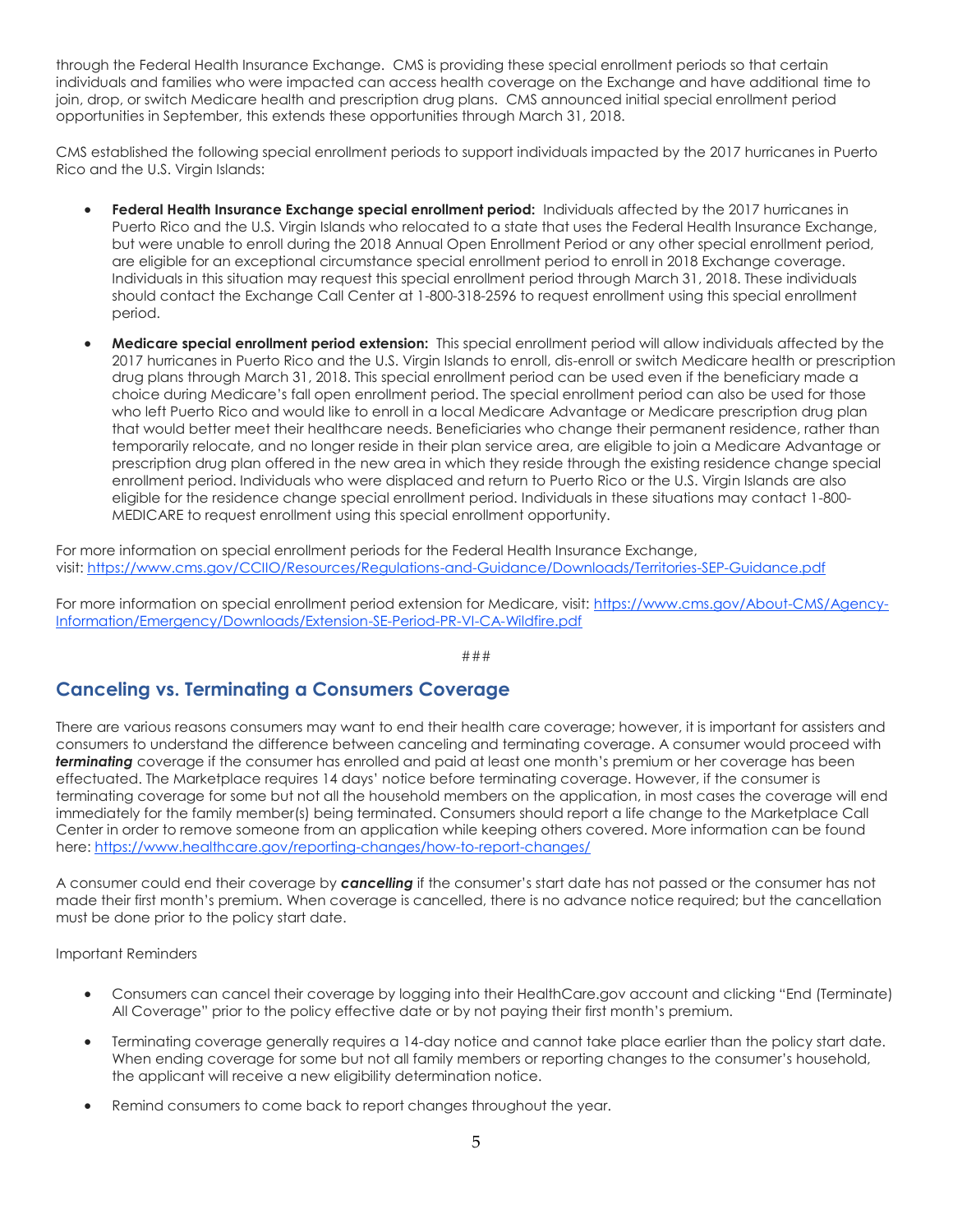through the Federal Health Insurance Exchange. CMS is providing these special enrollment periods so that certain individuals and families who were impacted can access health coverage on the Exchange and have additional time to join, drop, or switch Medicare health and prescription drug plans. CMS announced initial special enrollment period opportunities in September, this extends these opportunities through March 31, 2018.

CMS established the following special enrollment periods to support individuals impacted by the 2017 hurricanes in Puerto Rico and the U.S. Virgin Islands:

- **Federal Health Insurance Exchange special enrollment period:** Individuals affected by the 2017 hurricanes in Puerto Rico and the U.S. Virgin Islands who relocated to a state that uses the Federal Health Insurance Exchange, but were unable to enroll during the 2018 Annual Open Enrollment Period or any other special enrollment period, are eligible for an exceptional circumstance special enrollment period to enroll in 2018 Exchange coverage. Individuals in this situation may request this special enrollment period through March 31, 2018. These individuals should contact the Exchange Call Center at 1-800-318-2596 to request enrollment using this special enrollment period.
- **Medicare special enrollment period extension:** This special enrollment period will allow individuals affected by the 2017 hurricanes in Puerto Rico and the U.S. Virgin Islands to enroll, dis-enroll or switch Medicare health or prescription drug plans through March 31, 2018. This special enrollment period can be used even if the beneficiary made a choice during Medicare's fall open enrollment period. The special enrollment period can also be used for those who left Puerto Rico and would like to enroll in a local Medicare Advantage or Medicare prescription drug plan that would better meet their healthcare needs. Beneficiaries who change their permanent residence, rather than temporarily relocate, and no longer reside in their plan service area, are eligible to join a Medicare Advantage or prescription drug plan offered in the new area in which they reside through the existing residence change special enrollment period. Individuals who were displaced and return to Puerto Rico or the U.S. Virgin Islands are also eligible for the residence change special enrollment period. Individuals in these situations may contact 1-800-MEDICARE to request enrollment using this special enrollment opportunity.

For more information on special enrollment periods for the Federal Health Insurance Exchange, visit: https://www.cms.gov/CCIIO/Resources/Regulations-and-Guidance/Downloads/Territories-SEP-Guidance.pdf

For more information on special enrollment period extension for Medicare, visit: https://www.cms.gov/About-CMS/Agency-Information/Emergency/Downloads/Extension-SE-Period-PR-VI-CA-Wildfire.pdf

###

## Canceling vs. Terminating a Consumers Coverage

There are various reasons consumers may want to end their health care coverage; however, it is important for assisters and consumers to understand the difference between canceling and terminating coverage. A consumer would proceed with ***terminating*** coverage if the consumer has enrolled and paid at least one month's premium or her coverage has been effectuated. The Marketplace requires 14 days' notice before terminating coverage. However, if the consumer is terminating coverage for some but not all the household members on the application, in most cases the coverage will end immediately for the family member(s) being terminated. Consumers should report a life change to the Marketplace Call Center in order to remove someone from an application while keeping others covered. More information can be found here: https://www.healthcare.gov/reporting-changes/how-to-report-changes/

A consumer could end their coverage by ***cancelling*** if the consumer's start date has not passed or the consumer has not made their first month's premium. When coverage is cancelled, there is no advance notice required; but the cancellation must be done prior to the policy start date.

Important Reminders

- Consumers can cancel their coverage by logging into their HealthCare.gov account and clicking "End (Terminate) All Coverage" prior to the policy effective date or by not paying their first month's premium.
- Terminating coverage generally requires a 14-day notice and cannot take place earlier than the policy start date. When ending coverage for some but not all family members or reporting changes to the consumer's household, the applicant will receive a new eligibility determination notice.
- Remind consumers to come back to report changes throughout the year.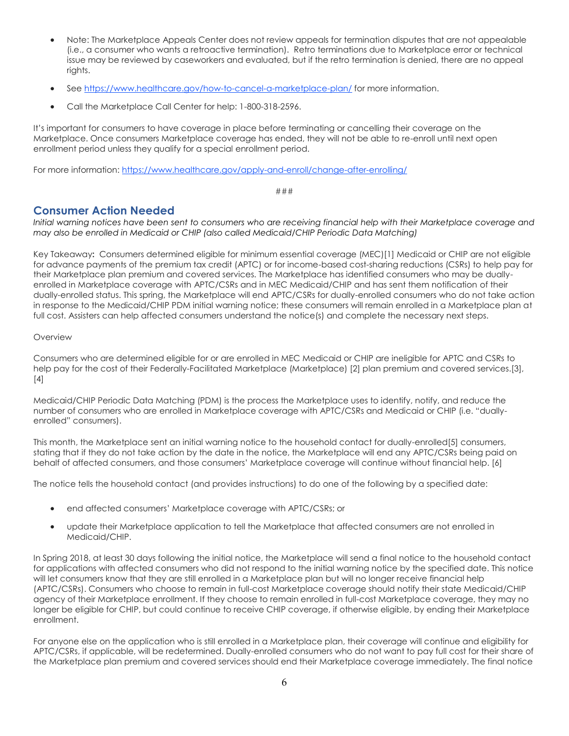- Note: The Marketplace Appeals Center does not review appeals for termination disputes that are not appealable (i.e., a consumer who wants a retroactive termination). Retro terminations due to Marketplace error or technical issue may be reviewed by caseworkers and evaluated, but if the retro termination is denied, there are no appeal rights.
- See https://www.healthcare.gov/how-to-cancel-a-marketplace-plan/ for more information.
- Call the Marketplace Call Center for help: 1-800-318-2596.

It's important for consumers to have coverage in place before terminating or cancelling their coverage on the Marketplace. Once consumers Marketplace coverage has ended, they will not be able to re-enroll until next open enrollment period unless they qualify for a special enrollment period.

For more information: https://www.healthcare.gov/apply-and-enroll/change-after-enrolling/

###

## Consumer Action Needed

*Initial warning notices have been sent to consumers who are receiving financial help with their Marketplace coverage and may also be enrolled in Medicaid or CHIP (also called Medicaid/CHIP Periodic Data Matching)*

Key Takeaway**:** Consumers determined eligible for minimum essential coverage (MEC)[1] Medicaid or CHIP are not eligible for advance payments of the premium tax credit (APTC) or for income-based cost-sharing reductions (CSRs) to help pay for their Marketplace plan premium and covered services. The Marketplace has identified consumers who may be dually-enrolled in Marketplace coverage with APTC/CSRs and in MEC Medicaid/CHIP and has sent them notification of their dually-enrolled status. This spring, the Marketplace will end APTC/CSRs for dually-enrolled consumers who do not take action in response to the Medicaid/CHIP PDM initial warning notice; these consumers will remain enrolled in a Marketplace plan at full cost. Assisters can help affected consumers understand the notice(s) and complete the necessary next steps.

Overview

Consumers who are determined eligible for or are enrolled in MEC Medicaid or CHIP are ineligible for APTC and CSRs to help pay for the cost of their Federally-Facilitated Marketplace (Marketplace) [2] plan premium and covered services.[3],[4]

Medicaid/CHIP Periodic Data Matching (PDM) is the process the Marketplace uses to identify, notify, and reduce the number of consumers who are enrolled in Marketplace coverage with APTC/CSRs and Medicaid or CHIP (i.e. "dually-enrolled" consumers).

This month, the Marketplace sent an initial warning notice to the household contact for dually-enrolled[5] consumers, stating that if they do not take action by the date in the notice, the Marketplace will end any APTC/CSRs being paid on behalf of affected consumers, and those consumers' Marketplace coverage will continue without financial help. [6]

The notice tells the household contact (and provides instructions) to do one of the following by a specified date:

- end affected consumers' Marketplace coverage with APTC/CSRs; or
- update their Marketplace application to tell the Marketplace that affected consumers are not enrolled in Medicaid/CHIP.

In Spring 2018, at least 30 days following the initial notice, the Marketplace will send a final notice to the household contact for applications with affected consumers who did not respond to the initial warning notice by the specified date. This notice will let consumers know that they are still enrolled in a Marketplace plan but will no longer receive financial help (APTC/CSRs). Consumers who choose to remain in full-cost Marketplace coverage should notify their state Medicaid/CHIP agency of their Marketplace enrollment. If they choose to remain enrolled in full-cost Marketplace coverage, they may no longer be eligible for CHIP, but could continue to receive CHIP coverage, if otherwise eligible, by ending their Marketplace enrollment.

For anyone else on the application who is still enrolled in a Marketplace plan, their coverage will continue and eligibility for APTC/CSRs, if applicable, will be redetermined. Dually-enrolled consumers who do not want to pay full cost for their share of the Marketplace plan premium and covered services should end their Marketplace coverage immediately. The final notice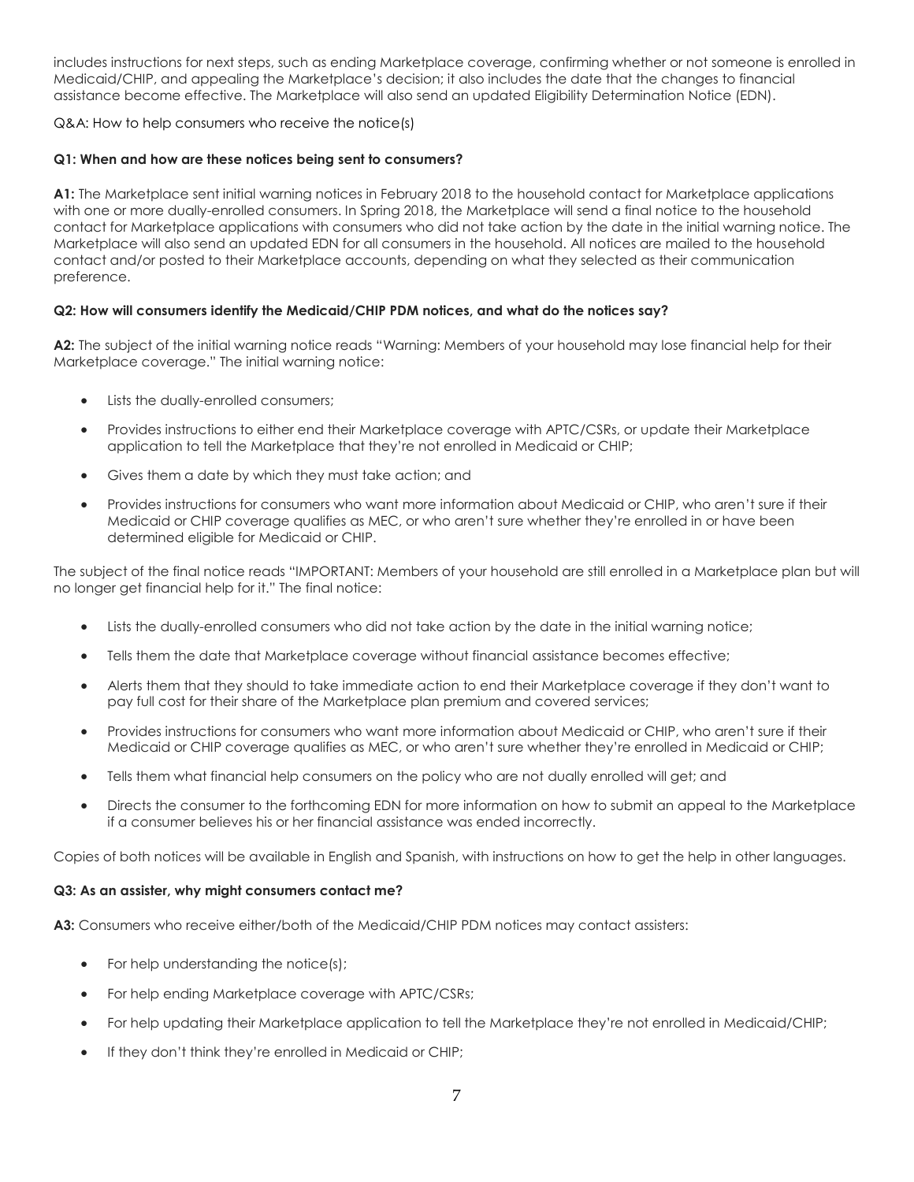includes instructions for next steps, such as ending Marketplace coverage, confirming whether or not someone is enrolled in Medicaid/CHIP, and appealing the Marketplace's decision; it also includes the date that the changes to financial assistance become effective. The Marketplace will also send an updated Eligibility Determination Notice (EDN).

Q&A: How to help consumers who receive the notice(s)

**Q1: When and how are these notices being sent to consumers?**

**A1:** The Marketplace sent initial warning notices in February 2018 to the household contact for Marketplace applications with one or more dually-enrolled consumers. In Spring 2018, the Marketplace will send a final notice to the household contact for Marketplace applications with consumers who did not take action by the date in the initial warning notice. The Marketplace will also send an updated EDN for all consumers in the household. All notices are mailed to the household contact and/or posted to their Marketplace accounts, depending on what they selected as their communication preference.

**Q2: How will consumers identify the Medicaid/CHIP PDM notices, and what do the notices say?**

**A2:** The subject of the initial warning notice reads "Warning: Members of your household may lose financial help for their Marketplace coverage." The initial warning notice:

- Lists the dually-enrolled consumers;
- Provides instructions to either end their Marketplace coverage with APTC/CSRs, or update their Marketplace application to tell the Marketplace that they're not enrolled in Medicaid or CHIP;
- Gives them a date by which they must take action; and
- Provides instructions for consumers who want more information about Medicaid or CHIP, who aren't sure if their Medicaid or CHIP coverage qualifies as MEC, or who aren't sure whether they're enrolled in or have been determined eligible for Medicaid or CHIP.

The subject of the final notice reads "IMPORTANT: Members of your household are still enrolled in a Marketplace plan but will no longer get financial help for it." The final notice:

- Lists the dually-enrolled consumers who did not take action by the date in the initial warning notice;
- Tells them the date that Marketplace coverage without financial assistance becomes effective;
- Alerts them that they should to take immediate action to end their Marketplace coverage if they don't want to pay full cost for their share of the Marketplace plan premium and covered services;
- Provides instructions for consumers who want more information about Medicaid or CHIP, who aren't sure if their Medicaid or CHIP coverage qualifies as MEC, or who aren't sure whether they're enrolled in Medicaid or CHIP;
- Tells them what financial help consumers on the policy who are not dually enrolled will get; and
- Directs the consumer to the forthcoming EDN for more information on how to submit an appeal to the Marketplace if a consumer believes his or her financial assistance was ended incorrectly.

Copies of both notices will be available in English and Spanish, with instructions on how to get the help in other languages.

**Q3: As an assister, why might consumers contact me?**

**A3:** Consumers who receive either/both of the Medicaid/CHIP PDM notices may contact assisters:

- For help understanding the notice(s);
- For help ending Marketplace coverage with APTC/CSRs;
- For help updating their Marketplace application to tell the Marketplace they're not enrolled in Medicaid/CHIP;
- If they don't think they're enrolled in Medicaid or CHIP;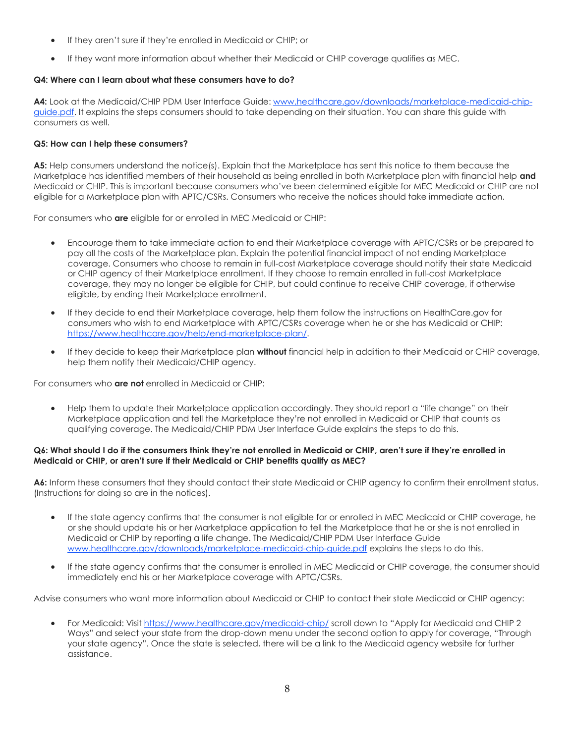- If they aren't sure if they're enrolled in Medicaid or CHIP; or
- If they want more information about whether their Medicaid or CHIP coverage qualifies as MEC.

**Q4: Where can I learn about what these consumers have to do?**

**A4:** Look at the Medicaid/CHIP PDM User Interface Guide: www.healthcare.gov/downloads/marketplace-medicaid-chip-guide.pdf. It explains the steps consumers should to take depending on their situation. You can share this guide with consumers as well.

**Q5: How can I help these consumers?**

**A5:** Help consumers understand the notice(s). Explain that the Marketplace has sent this notice to them because the Marketplace has identified members of their household as being enrolled in both Marketplace plan with financial help **and** Medicaid or CHIP. This is important because consumers who've been determined eligible for MEC Medicaid or CHIP are not eligible for a Marketplace plan with APTC/CSRs. Consumers who receive the notices should take immediate action.

For consumers who **are** eligible for or enrolled in MEC Medicaid or CHIP:

- Encourage them to take immediate action to end their Marketplace coverage with APTC/CSRs or be prepared to pay all the costs of the Marketplace plan. Explain the potential financial impact of not ending Marketplace coverage. Consumers who choose to remain in full-cost Marketplace coverage should notify their state Medicaid or CHIP agency of their Marketplace enrollment. If they choose to remain enrolled in full-cost Marketplace coverage, they may no longer be eligible for CHIP, but could continue to receive CHIP coverage, if otherwise eligible, by ending their Marketplace enrollment.
- If they decide to end their Marketplace coverage, help them follow the instructions on HealthCare.gov for consumers who wish to end Marketplace with APTC/CSRs coverage when he or she has Medicaid or CHIP: https://www.healthcare.gov/help/end-marketplace-plan/.
- If they decide to keep their Marketplace plan **without** financial help in addition to their Medicaid or CHIP coverage, help them notify their Medicaid/CHIP agency.

For consumers who **are not** enrolled in Medicaid or CHIP:

- Help them to update their Marketplace application accordingly. They should report a "life change" on their Marketplace application and tell the Marketplace they're not enrolled in Medicaid or CHIP that counts as qualifying coverage. The Medicaid/CHIP PDM User Interface Guide explains the steps to do this.

**Q6: What should I do if the consumers think they're not enrolled in Medicaid or CHIP, aren't sure if they're enrolled in Medicaid or CHIP, or aren't sure if their Medicaid or CHIP benefits qualify as MEC?**

**A6:** Inform these consumers that they should contact their state Medicaid or CHIP agency to confirm their enrollment status. (Instructions for doing so are in the notices).

- If the state agency confirms that the consumer is not eligible for or enrolled in MEC Medicaid or CHIP coverage, he or she should update his or her Marketplace application to tell the Marketplace that he or she is not enrolled in Medicaid or CHIP by reporting a life change. The Medicaid/CHIP PDM User Interface Guide www.healthcare.gov/downloads/marketplace-medicaid-chip-guide.pdf explains the steps to do this.
- If the state agency confirms that the consumer is enrolled in MEC Medicaid or CHIP coverage, the consumer should immediately end his or her Marketplace coverage with APTC/CSRs.

Advise consumers who want more information about Medicaid or CHIP to contact their state Medicaid or CHIP agency:

- For Medicaid: Visit https://www.healthcare.gov/medicaid-chip/ scroll down to "Apply for Medicaid and CHIP 2 Ways" and select your state from the drop-down menu under the second option to apply for coverage, "Through your state agency". Once the state is selected, there will be a link to the Medicaid agency website for further assistance.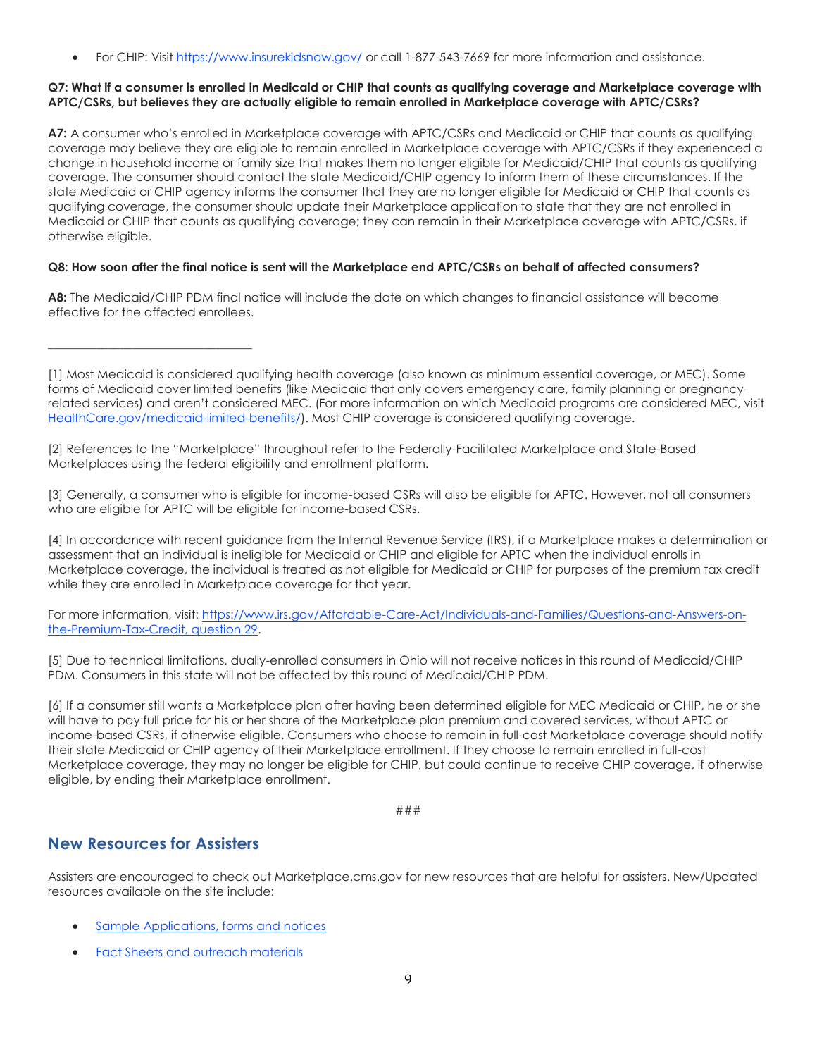- For CHIP: Visit https://www.insurekidsnow.gov/ or call 1-877-543-7669 for more information and assistance.

**Q7: What if a consumer is enrolled in Medicaid or CHIP that counts as qualifying coverage and Marketplace coverage with APTC/CSRs, but believes they are actually eligible to remain enrolled in Marketplace coverage with APTC/CSRs?**

**A7:** A consumer who's enrolled in Marketplace coverage with APTC/CSRs and Medicaid or CHIP that counts as qualifying coverage may believe they are eligible to remain enrolled in Marketplace coverage with APTC/CSRs if they experienced a change in household income or family size that makes them no longer eligible for Medicaid/CHIP that counts as qualifying coverage. The consumer should contact the state Medicaid/CHIP agency to inform them of these circumstances. If the state Medicaid or CHIP agency informs the consumer that they are no longer eligible for Medicaid or CHIP that counts as qualifying coverage, the consumer should update their Marketplace application to state that they are not enrolled in Medicaid or CHIP that counts as qualifying coverage; they can remain in their Marketplace coverage with APTC/CSRs, if otherwise eligible.

**Q8: How soon after the final notice is sent will the Marketplace end APTC/CSRs on behalf of affected consumers?**

**A8:** The Medicaid/CHIP PDM final notice will include the date on which changes to financial assistance will become effective for the affected enrollees.

---

[1] Most Medicaid is considered qualifying health coverage (also known as minimum essential coverage, or MEC). Some forms of Medicaid cover limited benefits (like Medicaid that only covers emergency care, family planning or pregnancy-related services) and aren't considered MEC. (For more information on which Medicaid programs are considered MEC, visit HealthCare.gov/medicaid-limited-benefits/). Most CHIP coverage is considered qualifying coverage.

[2] References to the "Marketplace" throughout refer to the Federally-Facilitated Marketplace and State-Based Marketplaces using the federal eligibility and enrollment platform.

[3] Generally, a consumer who is eligible for income-based CSRs will also be eligible for APTC. However, not all consumers who are eligible for APTC will be eligible for income-based CSRs.

[4] In accordance with recent guidance from the Internal Revenue Service (IRS), if a Marketplace makes a determination or assessment that an individual is ineligible for Medicaid or CHIP and eligible for APTC when the individual enrolls in Marketplace coverage, the individual is treated as not eligible for Medicaid or CHIP for purposes of the premium tax credit while they are enrolled in Marketplace coverage for that year.

For more information, visit: https://www.irs.gov/Affordable-Care-Act/Individuals-and-Families/Questions-and-Answers-on-the-Premium-Tax-Credit, question 29.

[5] Due to technical limitations, dually-enrolled consumers in Ohio will not receive notices in this round of Medicaid/CHIP PDM. Consumers in this state will not be affected by this round of Medicaid/CHIP PDM.

[6] If a consumer still wants a Marketplace plan after having been determined eligible for MEC Medicaid or CHIP, he or she will have to pay full price for his or her share of the Marketplace plan premium and covered services, without APTC or income-based CSRs, if otherwise eligible. Consumers who choose to remain in full-cost Marketplace coverage should notify their state Medicaid or CHIP agency of their Marketplace enrollment. If they choose to remain enrolled in full-cost Marketplace coverage, they may no longer be eligible for CHIP, but could continue to receive CHIP coverage, if otherwise eligible, by ending their Marketplace enrollment.

###

## New Resources for Assisters

Assisters are encouraged to check out Marketplace.cms.gov for new resources that are helpful for assisters. New/Updated resources available on the site include:

- Sample Applications, forms and notices
- Fact Sheets and outreach materials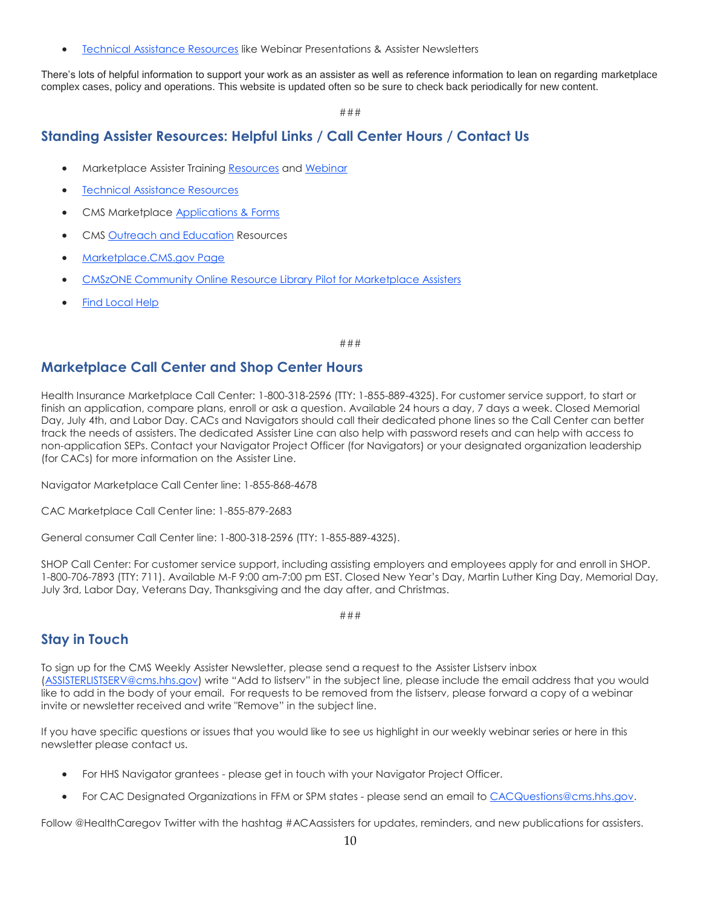- Technical Assistance Resources like Webinar Presentations & Assister Newsletters

There's lots of helpful information to support your work as an assister as well as reference information to lean on regarding marketplace complex cases, policy and operations. This website is updated often so be sure to check back periodically for new content.

###

## Standing Assister Resources: Helpful Links / Call Center Hours / Contact Us

- Marketplace Assister Training Resources and Webinar
- Technical Assistance Resources
- CMS Marketplace Applications & Forms
- CMS Outreach and Education Resources
- Marketplace.CMS.gov Page
- CMSzONE Community Online Resource Library Pilot for Marketplace Assisters
- Find Local Help

###

## Marketplace Call Center and Shop Center Hours

Health Insurance Marketplace Call Center: 1-800-318-2596 (TTY: 1-855-889-4325). For customer service support, to start or finish an application, compare plans, enroll or ask a question. Available 24 hours a day, 7 days a week. Closed Memorial Day, July 4th, and Labor Day. CACs and Navigators should call their dedicated phone lines so the Call Center can better track the needs of assisters. The dedicated Assister Line can also help with password resets and can help with access to non-application SEPs. Contact your Navigator Project Officer (for Navigators) or your designated organization leadership (for CACs) for more information on the Assister Line.

Navigator Marketplace Call Center line: 1-855-868-4678

CAC Marketplace Call Center line: 1-855-879-2683

General consumer Call Center line: 1-800-318-2596 (TTY: 1-855-889-4325).

SHOP Call Center: For customer service support, including assisting employers and employees apply for and enroll in SHOP. 1-800-706-7893 (TTY: 711). Available M-F 9:00 am-7:00 pm EST. Closed New Year's Day, Martin Luther King Day, Memorial Day, July 3rd, Labor Day, Veterans Day, Thanksgiving and the day after, and Christmas.

###

## Stay in Touch

To sign up for the CMS Weekly Assister Newsletter, please send a request to the Assister Listserv inbox (ASSISTERLISTSERV@cms.hhs.gov) write "Add to listserv" in the subject line, please include the email address that you would like to add in the body of your email. For requests to be removed from the listserv, please forward a copy of a webinar invite or newsletter received and write "Remove" in the subject line.

If you have specific questions or issues that you would like to see us highlight in our weekly webinar series or here in this newsletter please contact us.

- For HHS Navigator grantees - please get in touch with your Navigator Project Officer.
- For CAC Designated Organizations in FFM or SPM states - please send an email to CACQuestions@cms.hhs.gov.

Follow @HealthCaregov Twitter with the hashtag #ACAassisters for updates, reminders, and new publications for assisters.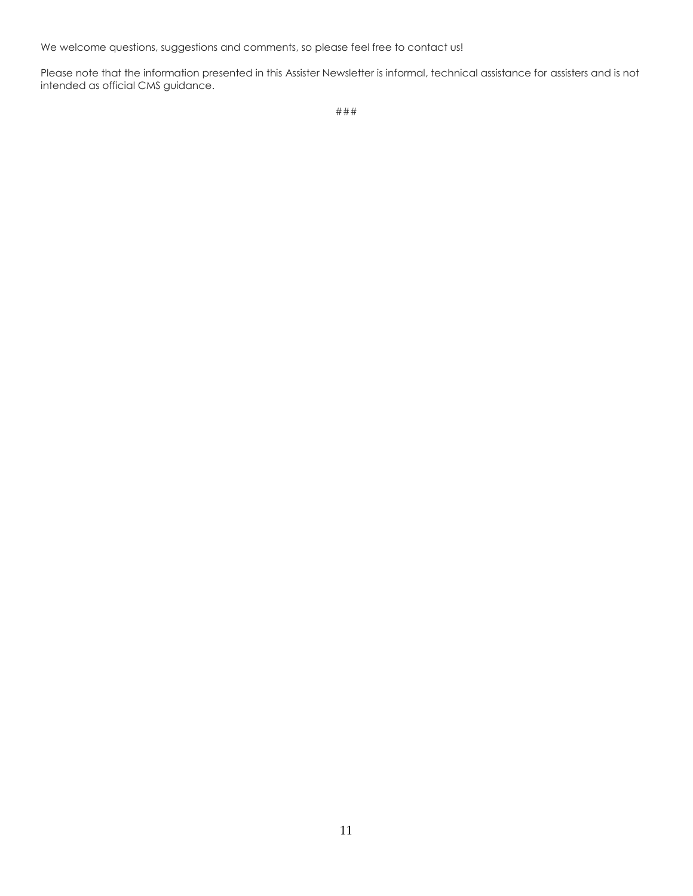We welcome questions, suggestions and comments, so please feel free to contact us!

Please note that the information presented in this Assister Newsletter is informal, technical assistance for assisters and is not intended as official CMS guidance.

###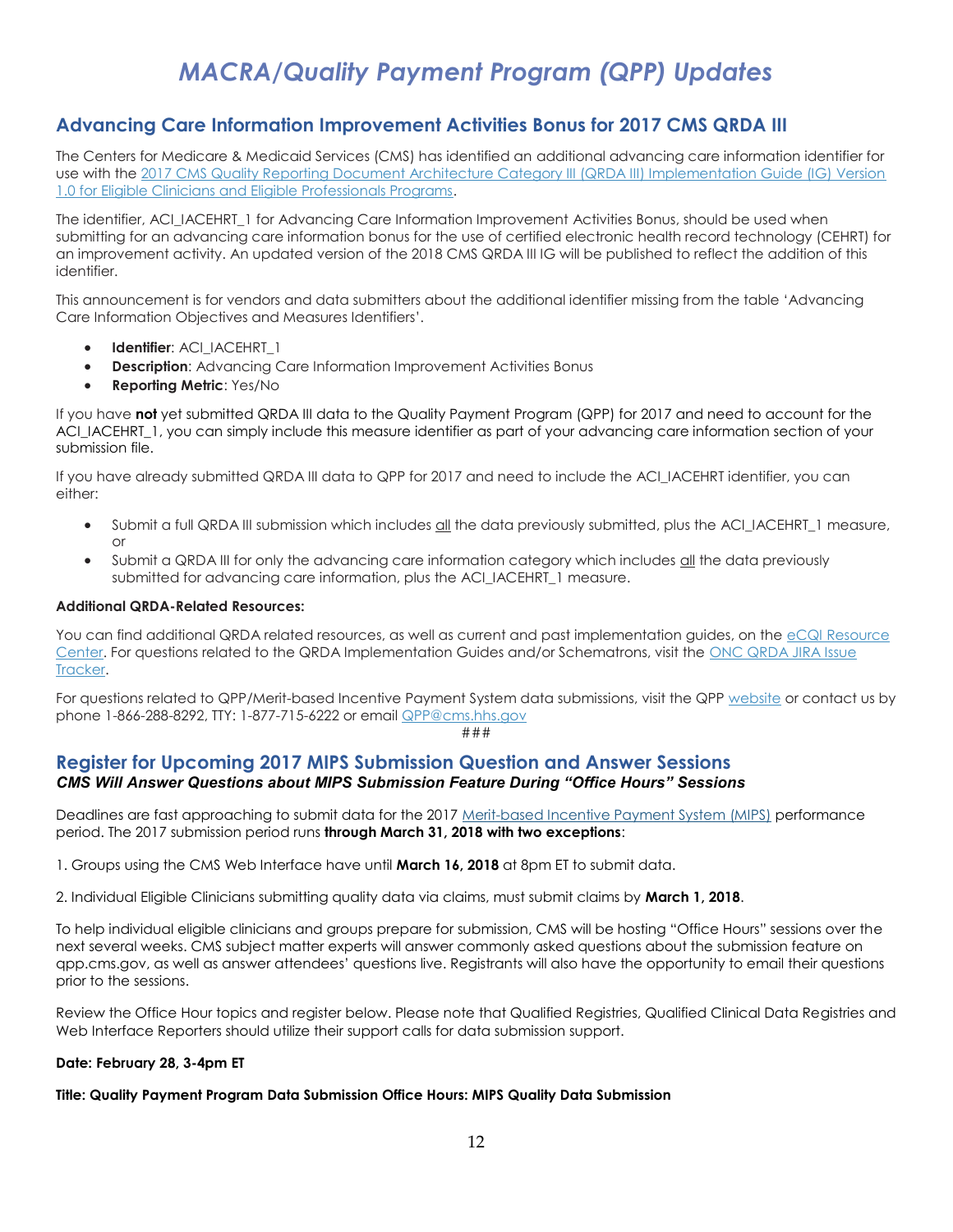# MACRA/Quality Payment Program (QPP) Updates

## Advancing Care Information Improvement Activities Bonus for 2017 CMS QRDA III

The Centers for Medicare & Medicaid Services (CMS) has identified an additional advancing care information identifier for use with the 2017 CMS Quality Reporting Document Architecture Category III (QRDA III) Implementation Guide (IG) Version 1.0 for Eligible Clinicians and Eligible Professionals Programs.

The identifier, ACI_IACEHRT_1 for Advancing Care Information Improvement Activities Bonus, should be used when submitting for an advancing care information bonus for the use of certified electronic health record technology (CEHRT) for an improvement activity. An updated version of the 2018 CMS QRDA III IG will be published to reflect the addition of this identifier.

This announcement is for vendors and data submitters about the additional identifier missing from the table 'Advancing Care Information Objectives and Measures Identifiers'.

- **Identifier**: ACI_IACEHRT_1
- **Description**: Advancing Care Information Improvement Activities Bonus
- **Reporting Metric**: Yes/No

If you have **not** yet submitted QRDA III data to the Quality Payment Program (QPP) for 2017 and need to account for the ACI_IACEHRT_1, you can simply include this measure identifier as part of your advancing care information section of your submission file.

If you have already submitted QRDA III data to QPP for 2017 and need to include the ACI_IACEHRT identifier, you can either:

- Submit a full QRDA III submission which includes all the data previously submitted, plus the ACI_IACEHRT_1 measure, or
- Submit a QRDA III for only the advancing care information category which includes all the data previously submitted for advancing care information, plus the ACI_IACEHRT_1 measure.

**Additional QRDA-Related Resources:**

You can find additional QRDA related resources, as well as current and past implementation guides, on the eCQI Resource Center. For questions related to the QRDA Implementation Guides and/or Schematrons, visit the ONC QRDA JIRA Issue Tracker.

For questions related to QPP/Merit-based Incentive Payment System data submissions, visit the QPP website or contact us by phone 1-866-288-8292, TTY: 1-877-715-6222 or email QPP@cms.hhs.gov

###

## Register for Upcoming 2017 MIPS Submission Question and Answer Sessions

***CMS Will Answer Questions about MIPS Submission Feature During "Office Hours" Sessions***

Deadlines are fast approaching to submit data for the 2017 Merit-based Incentive Payment System (MIPS) performance period. The 2017 submission period runs **through March 31, 2018 with two exceptions**:

1. Groups using the CMS Web Interface have until **March 16, 2018** at 8pm ET to submit data.

2. Individual Eligible Clinicians submitting quality data via claims, must submit claims by **March 1, 2018**.

To help individual eligible clinicians and groups prepare for submission, CMS will be hosting "Office Hours" sessions over the next several weeks. CMS subject matter experts will answer commonly asked questions about the submission feature on qpp.cms.gov, as well as answer attendees' questions live. Registrants will also have the opportunity to email their questions prior to the sessions.

Review the Office Hour topics and register below. Please note that Qualified Registries, Qualified Clinical Data Registries and Web Interface Reporters should utilize their support calls for data submission support.

**Date: February 28, 3-4pm ET**

**Title: Quality Payment Program Data Submission Office Hours: MIPS Quality Data Submission**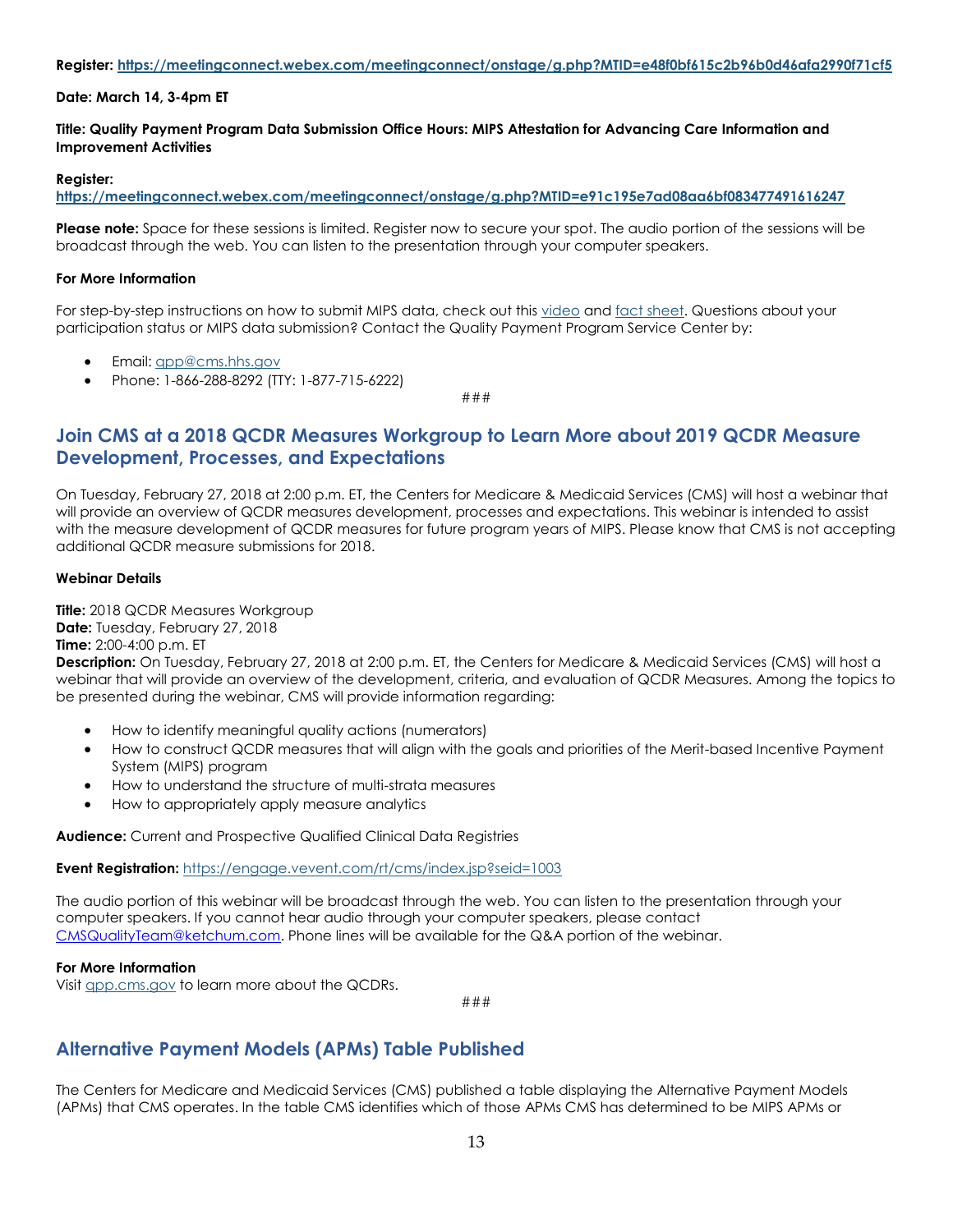**Register: [https://meetingconnect.webex.com/meetingconnect/onstage/g.php?MTID=e48f0bf615c2b96b0d46afa2990f71cf5](https://meetingconnect.webex.com/meetingconnect/onstage/g.php?MTID=e48f0bf615c2b96b0d46afa2990f71cf5)**

**Date: March 14, 3-4pm ET**

**Title: Quality Payment Program Data Submission Office Hours: MIPS Attestation for Advancing Care Information and Improvement Activities**

**Register:**
**[https://meetingconnect.webex.com/meetingconnect/onstage/g.php?MTID=e91c195e7ad08aa6bf083477491616247](https://meetingconnect.webex.com/meetingconnect/onstage/g.php?MTID=e91c195e7ad08aa6bf083477491616247)**

**Please note:** Space for these sessions is limited. Register now to secure your spot. The audio portion of the sessions will be broadcast through the web. You can listen to the presentation through your computer speakers.

**For More Information**

For step-by-step instructions on how to submit MIPS data, check out this video and fact sheet. Questions about your participation status or MIPS data submission? Contact the Quality Payment Program Service Center by:

- Email: qpp@cms.hhs.gov
- Phone: 1-866-288-8292 (TTY: 1-877-715-6222)

###

## Join CMS at a 2018 QCDR Measures Workgroup to Learn More about 2019 QCDR Measure Development, Processes, and Expectations

On Tuesday, February 27, 2018 at 2:00 p.m. ET, the Centers for Medicare & Medicaid Services (CMS) will host a webinar that will provide an overview of QCDR measures development, processes and expectations. This webinar is intended to assist with the measure development of QCDR measures for future program years of MIPS. Please know that CMS is not accepting additional QCDR measure submissions for 2018.

**Webinar Details**

**Title:** 2018 QCDR Measures Workgroup
**Date:** Tuesday, February 27, 2018
**Time:** 2:00-4:00 p.m. ET
**Description:** On Tuesday, February 27, 2018 at 2:00 p.m. ET, the Centers for Medicare & Medicaid Services (CMS) will host a webinar that will provide an overview of the development, criteria, and evaluation of QCDR Measures. Among the topics to be presented during the webinar, CMS will provide information regarding:

- How to identify meaningful quality actions (numerators)
- How to construct QCDR measures that will align with the goals and priorities of the Merit-based Incentive Payment System (MIPS) program
- How to understand the structure of multi-strata measures
- How to appropriately apply measure analytics

**Audience:** Current and Prospective Qualified Clinical Data Registries

**Event Registration:** [https://engage.vevent.com/rt/cms/index.jsp?seid=1003](https://engage.vevent.com/rt/cms/index.jsp?seid=1003)

The audio portion of this webinar will be broadcast through the web. You can listen to the presentation through your computer speakers. If you cannot hear audio through your computer speakers, please contact CMSQualityTeam@ketchum.com. Phone lines will be available for the Q&A portion of the webinar.

**For More Information**
Visit qpp.cms.gov to learn more about the QCDRs.

###

## Alternative Payment Models (APMs) Table Published

The Centers for Medicare and Medicaid Services (CMS) published a table displaying the Alternative Payment Models (APMs) that CMS operates. In the table CMS identifies which of those APMs CMS has determined to be MIPS APMs or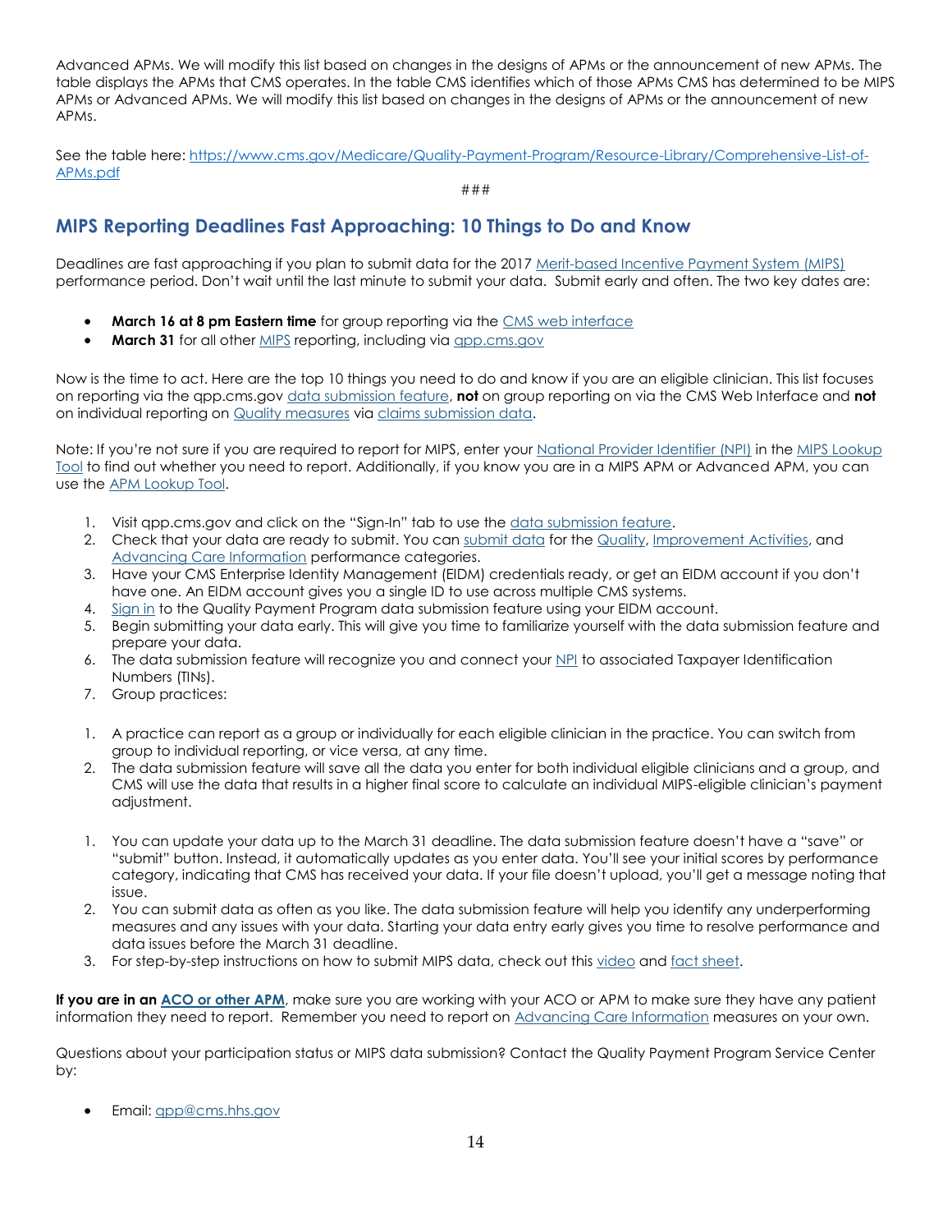Advanced APMs. We will modify this list based on changes in the designs of APMs or the announcement of new APMs. The table displays the APMs that CMS operates. In the table CMS identifies which of those APMs CMS has determined to be MIPS APMs or Advanced APMs. We will modify this list based on changes in the designs of APMs or the announcement of new APMs.

See the table here: https://www.cms.gov/Medicare/Quality-Payment-Program/Resource-Library/Comprehensive-List-of-APMs.pdf

###

## MIPS Reporting Deadlines Fast Approaching: 10 Things to Do and Know

Deadlines are fast approaching if you plan to submit data for the 2017 Merit-based Incentive Payment System (MIPS) performance period. Don't wait until the last minute to submit your data. Submit early and often. The two key dates are:

- **March 16 at 8 pm Eastern time** for group reporting via the CMS web interface
- **March 31** for all other MIPS reporting, including via qpp.cms.gov

Now is the time to act. Here are the top 10 things you need to do and know if you are an eligible clinician. This list focuses on reporting via the qpp.cms.gov data submission feature, **not** on group reporting on via the CMS Web Interface and **not** on individual reporting on Quality measures via claims submission data.

Note: If you're not sure if you are required to report for MIPS, enter your National Provider Identifier (NPI) in the MIPS Lookup Tool to find out whether you need to report. Additionally, if you know you are in a MIPS APM or Advanced APM, you can use the APM Lookup Tool.

1. Visit qpp.cms.gov and click on the "Sign-In" tab to use the data submission feature.
2. Check that your data are ready to submit. You can submit data for the Quality, Improvement Activities, and Advancing Care Information performance categories.
3. Have your CMS Enterprise Identity Management (EIDM) credentials ready, or get an EIDM account if you don't have one. An EIDM account gives you a single ID to use across multiple CMS systems.
4. Sign in to the Quality Payment Program data submission feature using your EIDM account.
5. Begin submitting your data early. This will give you time to familiarize yourself with the data submission feature and prepare your data.
6. The data submission feature will recognize you and connect your NPI to associated Taxpayer Identification Numbers (TINs).
7. Group practices:

1. A practice can report as a group or individually for each eligible clinician in the practice. You can switch from group to individual reporting, or vice versa, at any time.
2. The data submission feature will save all the data you enter for both individual eligible clinicians and a group, and CMS will use the data that results in a higher final score to calculate an individual MIPS-eligible clinician's payment adjustment.

1. You can update your data up to the March 31 deadline. The data submission feature doesn't have a "save" or "submit" button. Instead, it automatically updates as you enter data. You'll see your initial scores by performance category, indicating that CMS has received your data. If your file doesn't upload, you'll get a message noting that issue.
2. You can submit data as often as you like. The data submission feature will help you identify any underperforming measures and any issues with your data. Starting your data entry early gives you time to resolve performance and data issues before the March 31 deadline.
3. For step-by-step instructions on how to submit MIPS data, check out this video and fact sheet.

**If you are in an ACO or other APM**, make sure you are working with your ACO or APM to make sure they have any patient information they need to report. Remember you need to report on Advancing Care Information measures on your own.

Questions about your participation status or MIPS data submission? Contact the Quality Payment Program Service Center by:

- Email: qpp@cms.hhs.gov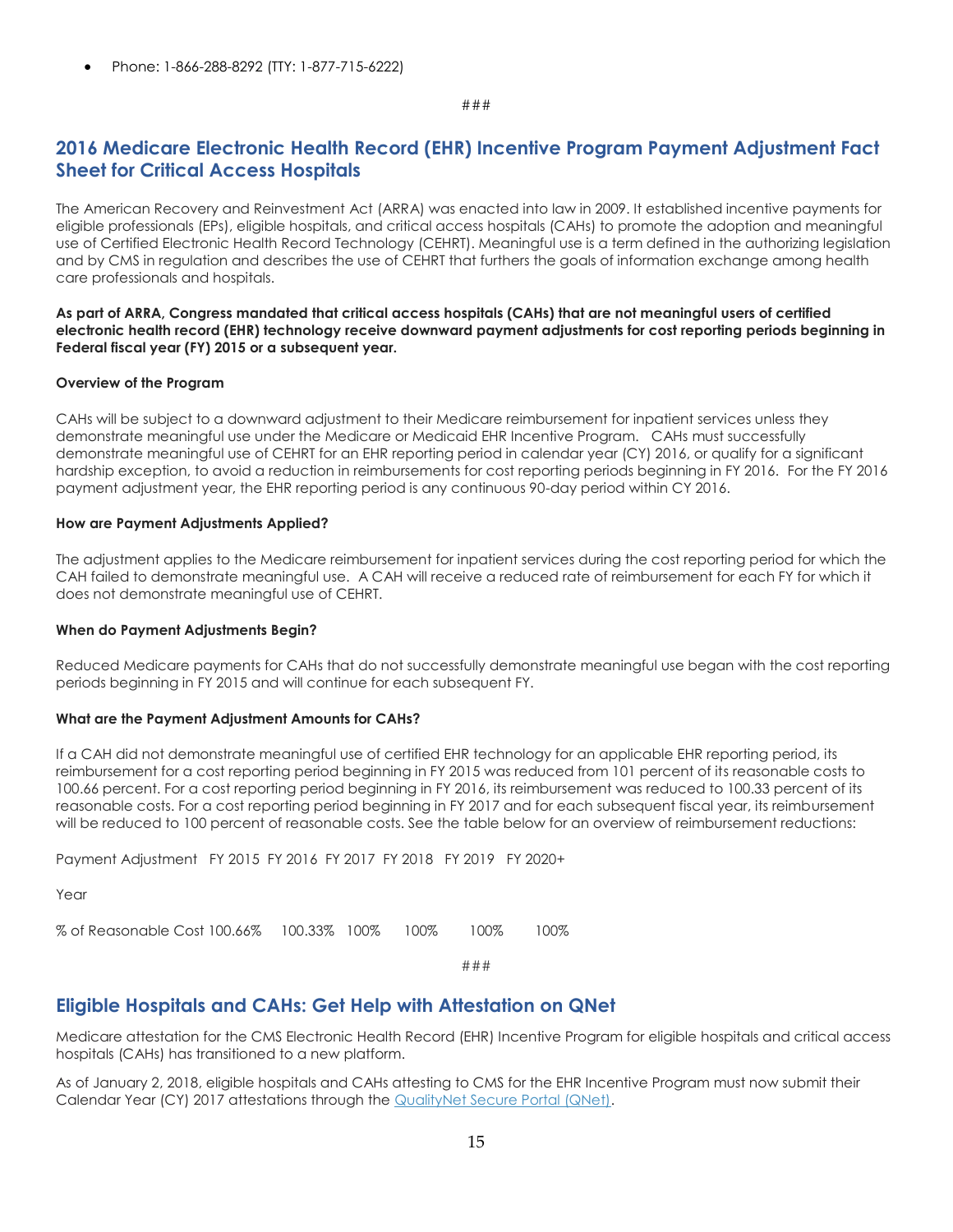- Phone: 1-866-288-8292 (TTY: 1-877-715-6222)

###

## 2016 Medicare Electronic Health Record (EHR) Incentive Program Payment Adjustment Fact Sheet for Critical Access Hospitals

The American Recovery and Reinvestment Act (ARRA) was enacted into law in 2009. It established incentive payments for eligible professionals (EPs), eligible hospitals, and critical access hospitals (CAHs) to promote the adoption and meaningful use of Certified Electronic Health Record Technology (CEHRT). Meaningful use is a term defined in the authorizing legislation and by CMS in regulation and describes the use of CEHRT that furthers the goals of information exchange among health care professionals and hospitals.

**As part of ARRA, Congress mandated that critical access hospitals (CAHs) that are not meaningful users of certified electronic health record (EHR) technology receive downward payment adjustments for cost reporting periods beginning in Federal fiscal year (FY) 2015 or a subsequent year.**

**Overview of the Program**

CAHs will be subject to a downward adjustment to their Medicare reimbursement for inpatient services unless they demonstrate meaningful use under the Medicare or Medicaid EHR Incentive Program. CAHs must successfully demonstrate meaningful use of CEHRT for an EHR reporting period in calendar year (CY) 2016, or qualify for a significant hardship exception, to avoid a reduction in reimbursements for cost reporting periods beginning in FY 2016. For the FY 2016 payment adjustment year, the EHR reporting period is any continuous 90-day period within CY 2016.

**How are Payment Adjustments Applied?**

The adjustment applies to the Medicare reimbursement for inpatient services during the cost reporting period for which the CAH failed to demonstrate meaningful use. A CAH will receive a reduced rate of reimbursement for each FY for which it does not demonstrate meaningful use of CEHRT.

**When do Payment Adjustments Begin?**

Reduced Medicare payments for CAHs that do not successfully demonstrate meaningful use began with the cost reporting periods beginning in FY 2015 and will continue for each subsequent FY.

**What are the Payment Adjustment Amounts for CAHs?**

If a CAH did not demonstrate meaningful use of certified EHR technology for an applicable EHR reporting period, its reimbursement for a cost reporting period beginning in FY 2015 was reduced from 101 percent of its reasonable costs to 100.66 percent. For a cost reporting period beginning in FY 2016, its reimbursement was reduced to 100.33 percent of its reasonable costs. For a cost reporting period beginning in FY 2017 and for each subsequent fiscal year, its reimbursement will be reduced to 100 percent of reasonable costs. See the table below for an overview of reimbursement reductions:

| Payment Adjustment Year | FY 2015 | FY 2016 | FY 2017 | FY 2018 | FY 2019 | FY 2020+ |
| --- | --- | --- | --- | --- | --- | --- |
| % of Reasonable Cost | 100.66% | 100.33% | 100% | 100% | 100% | 100% |

###

## Eligible Hospitals and CAHs: Get Help with Attestation on QNet

Medicare attestation for the CMS Electronic Health Record (EHR) Incentive Program for eligible hospitals and critical access hospitals (CAHs) has transitioned to a new platform.

As of January 2, 2018, eligible hospitals and CAHs attesting to CMS for the EHR Incentive Program must now submit their Calendar Year (CY) 2017 attestations through the QualityNet Secure Portal (QNet).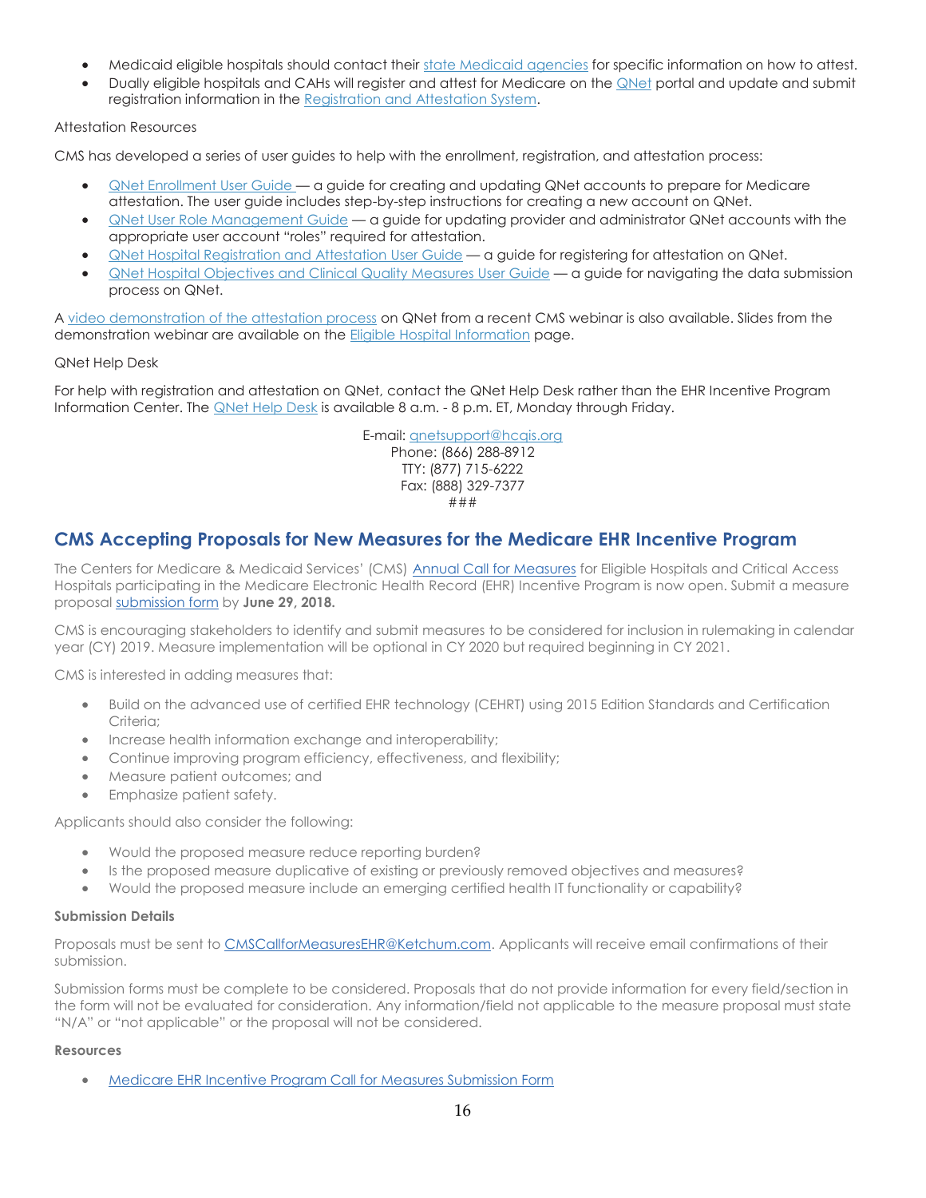- Medicaid eligible hospitals should contact their state Medicaid agencies for specific information on how to attest.
- Dually eligible hospitals and CAHs will register and attest for Medicare on the QNet portal and update and submit registration information in the Registration and Attestation System.

Attestation Resources

CMS has developed a series of user guides to help with the enrollment, registration, and attestation process:

- QNet Enrollment User Guide — a guide for creating and updating QNet accounts to prepare for Medicare attestation. The user guide includes step-by-step instructions for creating a new account on QNet.
- QNet User Role Management Guide — a guide for updating provider and administrator QNet accounts with the appropriate user account "roles" required for attestation.
- QNet Hospital Registration and Attestation User Guide — a guide for registering for attestation on QNet.
- QNet Hospital Objectives and Clinical Quality Measures User Guide — a guide for navigating the data submission process on QNet.

A video demonstration of the attestation process on QNet from a recent CMS webinar is also available. Slides from the demonstration webinar are available on the Eligible Hospital Information page.

QNet Help Desk

For help with registration and attestation on QNet, contact the QNet Help Desk rather than the EHR Incentive Program Information Center. The QNet Help Desk is available 8 a.m. - 8 p.m. ET, Monday through Friday.

E-mail: qnetsupport@hcqis.org
Phone: (866) 288-8912
TTY: (877) 715-6222
Fax: (888) 329-7377
###

## CMS Accepting Proposals for New Measures for the Medicare EHR Incentive Program

The Centers for Medicare & Medicaid Services' (CMS) Annual Call for Measures for Eligible Hospitals and Critical Access Hospitals participating in the Medicare Electronic Health Record (EHR) Incentive Program is now open. Submit a measure proposal submission form by **June 29, 2018.**

CMS is encouraging stakeholders to identify and submit measures to be considered for inclusion in rulemaking in calendar year (CY) 2019. Measure implementation will be optional in CY 2020 but required beginning in CY 2021.

CMS is interested in adding measures that:

- Build on the advanced use of certified EHR technology (CEHRT) using 2015 Edition Standards and Certification Criteria;
- Increase health information exchange and interoperability;
- Continue improving program efficiency, effectiveness, and flexibility;
- Measure patient outcomes; and
- Emphasize patient safety.

Applicants should also consider the following:

- Would the proposed measure reduce reporting burden?
- Is the proposed measure duplicative of existing or previously removed objectives and measures?
- Would the proposed measure include an emerging certified health IT functionality or capability?

**Submission Details**

Proposals must be sent to CMSCallforMeasuresEHR@Ketchum.com. Applicants will receive email confirmations of their submission.

Submission forms must be complete to be considered. Proposals that do not provide information for every field/section in the form will not be evaluated for consideration. Any information/field not applicable to the measure proposal must state "N/A" or "not applicable" or the proposal will not be considered.

**Resources**

- Medicare EHR Incentive Program Call for Measures Submission Form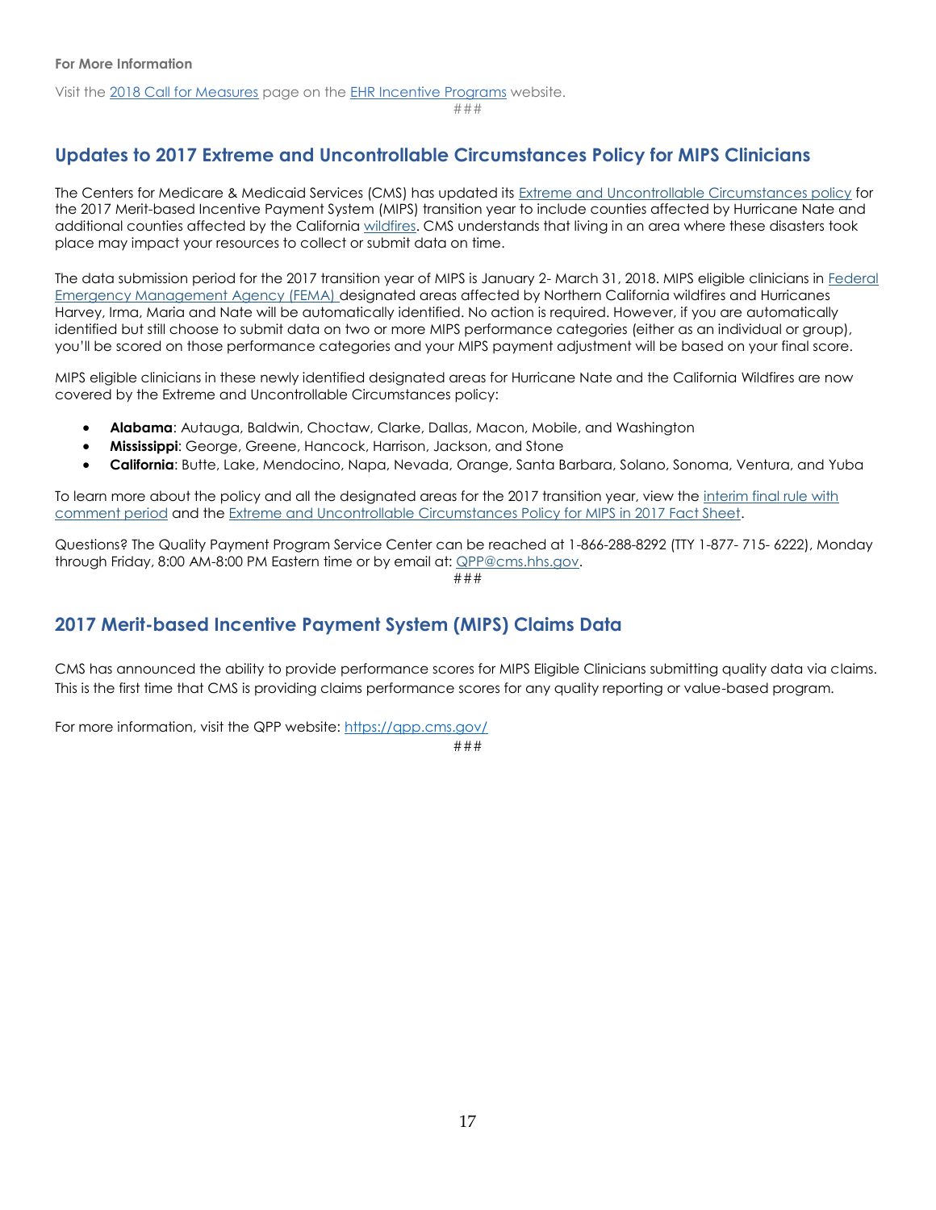**For More Information**

Visit the [2018 Call for Measures] page on the [EHR Incentive Programs] website.

###

## Updates to 2017 Extreme and Uncontrollable Circumstances Policy for MIPS Clinicians

The Centers for Medicare & Medicaid Services (CMS) has updated its Extreme and Uncontrollable Circumstances policy for the 2017 Merit-based Incentive Payment System (MIPS) transition year to include counties affected by Hurricane Nate and additional counties affected by the California wildfires. CMS understands that living in an area where these disasters took place may impact your resources to collect or submit data on time.

The data submission period for the 2017 transition year of MIPS is January 2- March 31, 2018. MIPS eligible clinicians in Federal Emergency Management Agency (FEMA) designated areas affected by Northern California wildfires and Hurricanes Harvey, Irma, Maria and Nate will be automatically identified. No action is required. However, if you are automatically identified but still choose to submit data on two or more MIPS performance categories (either as an individual or group), you'll be scored on those performance categories and your MIPS payment adjustment will be based on your final score.

MIPS eligible clinicians in these newly identified designated areas for Hurricane Nate and the California Wildfires are now covered by the Extreme and Uncontrollable Circumstances policy:

- **Alabama**: Autauga, Baldwin, Choctaw, Clarke, Dallas, Macon, Mobile, and Washington
- **Mississippi**: George, Greene, Hancock, Harrison, Jackson, and Stone
- **California**: Butte, Lake, Mendocino, Napa, Nevada, Orange, Santa Barbara, Solano, Sonoma, Ventura, and Yuba

To learn more about the policy and all the designated areas for the 2017 transition year, view the interim final rule with comment period and the Extreme and Uncontrollable Circumstances Policy for MIPS in 2017 Fact Sheet.

Questions? The Quality Payment Program Service Center can be reached at 1-866-288-8292 (TTY 1-877- 715- 6222), Monday through Friday, 8:00 AM-8:00 PM Eastern time or by email at: QPP@cms.hhs.gov.

###

## 2017 Merit-based Incentive Payment System (MIPS) Claims Data

CMS has announced the ability to provide performance scores for MIPS Eligible Clinicians submitting quality data via claims. This is the first time that CMS is providing claims performance scores for any quality reporting or value-based program.

For more information, visit the QPP website: https://qpp.cms.gov/

###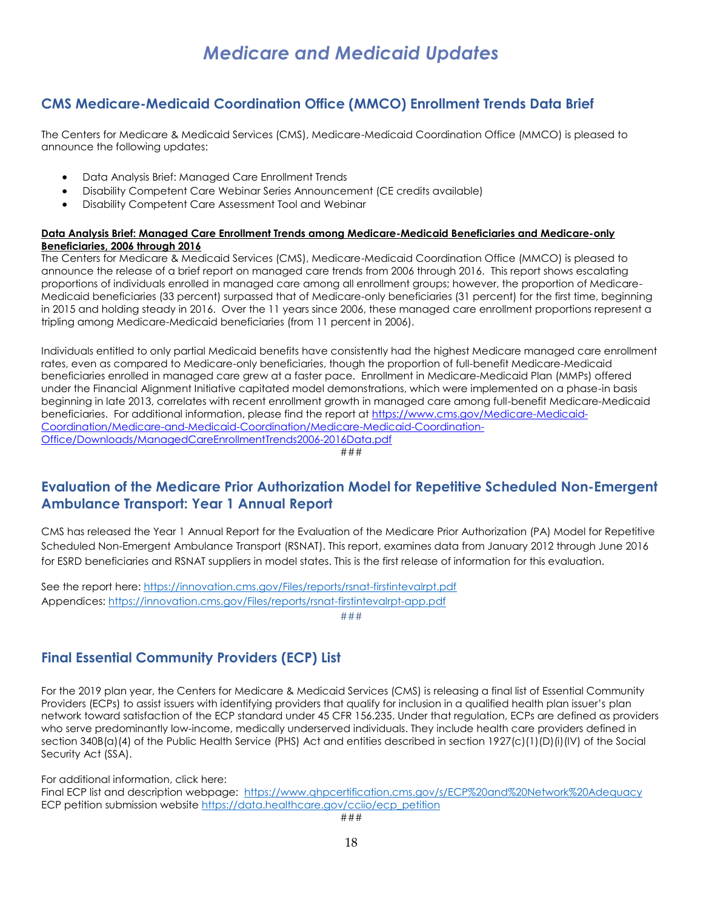# Medicare and Medicaid Updates

## CMS Medicare-Medicaid Coordination Office (MMCO) Enrollment Trends Data Brief

The Centers for Medicare & Medicaid Services (CMS), Medicare-Medicaid Coordination Office (MMCO) is pleased to announce the following updates:

- Data Analysis Brief: Managed Care Enrollment Trends
- Disability Competent Care Webinar Series Announcement (CE credits available)
- Disability Competent Care Assessment Tool and Webinar

**Data Analysis Brief: Managed Care Enrollment Trends among Medicare-Medicaid Beneficiaries and Medicare-only Beneficiaries, 2006 through 2016**

The Centers for Medicare & Medicaid Services (CMS), Medicare-Medicaid Coordination Office (MMCO) is pleased to announce the release of a brief report on managed care trends from 2006 through 2016. This report shows escalating proportions of individuals enrolled in managed care among all enrollment groups; however, the proportion of Medicare-Medicaid beneficiaries (33 percent) surpassed that of Medicare-only beneficiaries (31 percent) for the first time, beginning in 2015 and holding steady in 2016. Over the 11 years since 2006, these managed care enrollment proportions represent a tripling among Medicare-Medicaid beneficiaries (from 11 percent in 2006).

Individuals entitled to only partial Medicaid benefits have consistently had the highest Medicare managed care enrollment rates, even as compared to Medicare-only beneficiaries, though the proportion of full-benefit Medicare-Medicaid beneficiaries enrolled in managed care grew at a faster pace. Enrollment in Medicare-Medicaid Plan (MMPs) offered under the Financial Alignment Initiative capitated model demonstrations, which were implemented on a phase-in basis beginning in late 2013, correlates with recent enrollment growth in managed care among full-benefit Medicare-Medicaid beneficiaries. For additional information, please find the report at https://www.cms.gov/Medicare-Medicaid-Coordination/Medicare-and-Medicaid-Coordination/Medicare-Medicaid-Coordination-Office/Downloads/ManagedCareEnrollmentTrends2006-2016Data.pdf

###

## Evaluation of the Medicare Prior Authorization Model for Repetitive Scheduled Non-Emergent Ambulance Transport: Year 1 Annual Report

CMS has released the Year 1 Annual Report for the Evaluation of the Medicare Prior Authorization (PA) Model for Repetitive Scheduled Non-Emergent Ambulance Transport (RSNAT). This report, examines data from January 2012 through June 2016 for ESRD beneficiaries and RSNAT suppliers in model states. This is the first release of information for this evaluation.

See the report here: https://innovation.cms.gov/Files/reports/rsnat-firstintevalrpt.pdf
Appendices: https://innovation.cms.gov/Files/reports/rsnat-firstintevalrpt-app.pdf

###

## Final Essential Community Providers (ECP) List

For the 2019 plan year, the Centers for Medicare & Medicaid Services (CMS) is releasing a final list of Essential Community Providers (ECPs) to assist issuers with identifying providers that qualify for inclusion in a qualified health plan issuer's plan network toward satisfaction of the ECP standard under 45 CFR 156.235. Under that regulation, ECPs are defined as providers who serve predominantly low-income, medically underserved individuals. They include health care providers defined in section 340B(a)(4) of the Public Health Service (PHS) Act and entities described in section 1927(c)(1)(D)(i)(IV) of the Social Security Act (SSA).

For additional information, click here:
Final ECP list and description webpage: https://www.qhpcertification.cms.gov/s/ECP%20and%20Network%20Adequacy
ECP petition submission website https://data.healthcare.gov/cciio/ecp_petition

###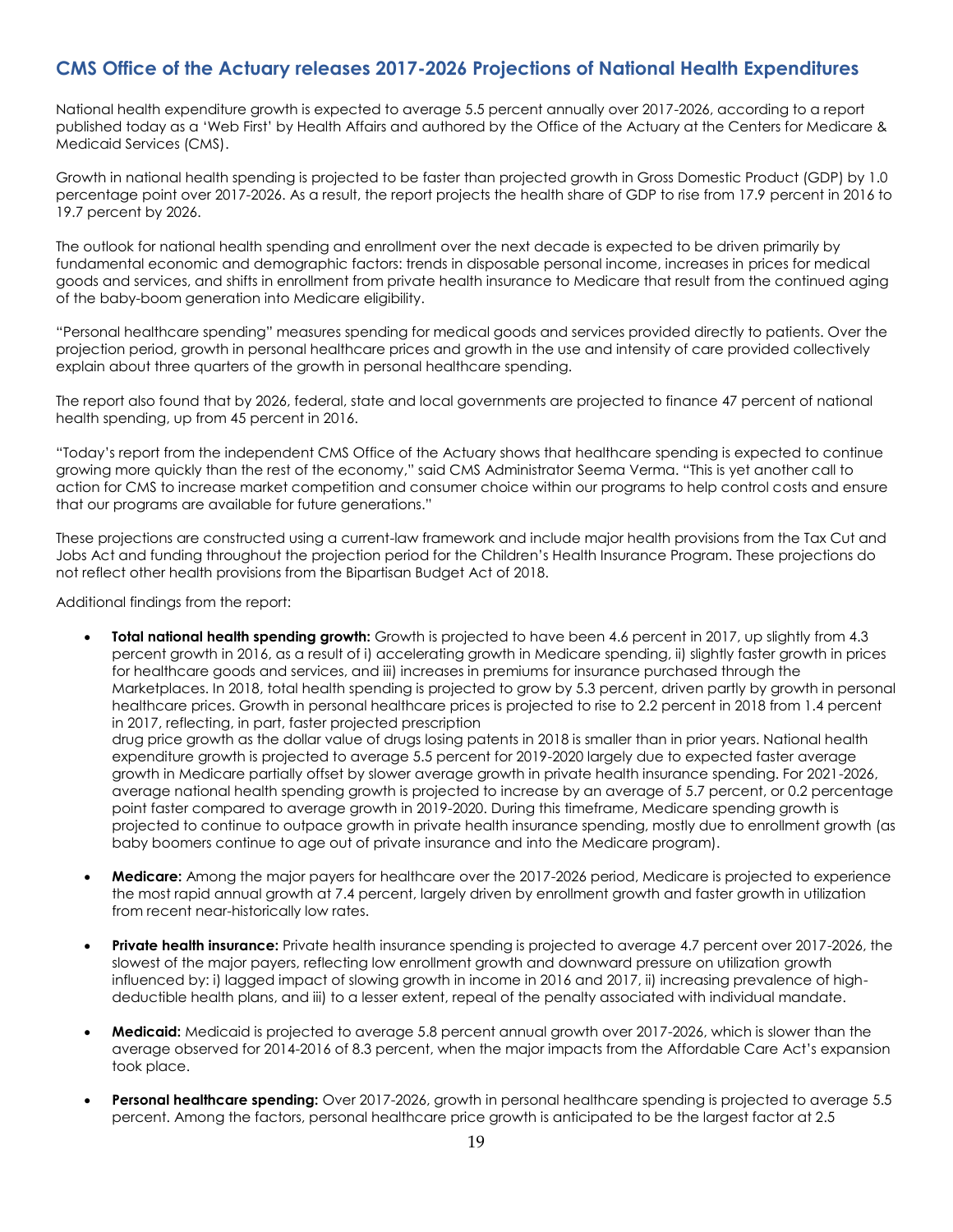## CMS Office of the Actuary releases 2017-2026 Projections of National Health Expenditures

National health expenditure growth is expected to average 5.5 percent annually over 2017-2026, according to a report published today as a 'Web First' by Health Affairs and authored by the Office of the Actuary at the Centers for Medicare & Medicaid Services (CMS).

Growth in national health spending is projected to be faster than projected growth in Gross Domestic Product (GDP) by 1.0 percentage point over 2017-2026. As a result, the report projects the health share of GDP to rise from 17.9 percent in 2016 to 19.7 percent by 2026.

The outlook for national health spending and enrollment over the next decade is expected to be driven primarily by fundamental economic and demographic factors: trends in disposable personal income, increases in prices for medical goods and services, and shifts in enrollment from private health insurance to Medicare that result from the continued aging of the baby-boom generation into Medicare eligibility.

"Personal healthcare spending" measures spending for medical goods and services provided directly to patients. Over the projection period, growth in personal healthcare prices and growth in the use and intensity of care provided collectively explain about three quarters of the growth in personal healthcare spending.

The report also found that by 2026, federal, state and local governments are projected to finance 47 percent of national health spending, up from 45 percent in 2016.

"Today's report from the independent CMS Office of the Actuary shows that healthcare spending is expected to continue growing more quickly than the rest of the economy," said CMS Administrator Seema Verma. "This is yet another call to action for CMS to increase market competition and consumer choice within our programs to help control costs and ensure that our programs are available for future generations."

These projections are constructed using a current-law framework and include major health provisions from the Tax Cut and Jobs Act and funding throughout the projection period for the Children's Health Insurance Program. These projections do not reflect other health provisions from the Bipartisan Budget Act of 2018.

Additional findings from the report:

- **Total national health spending growth:** Growth is projected to have been 4.6 percent in 2017, up slightly from 4.3 percent growth in 2016, as a result of i) accelerating growth in Medicare spending, ii) slightly faster growth in prices for healthcare goods and services, and iii) increases in premiums for insurance purchased through the Marketplaces. In 2018, total health spending is projected to grow by 5.3 percent, driven partly by growth in personal healthcare prices. Growth in personal healthcare prices is projected to rise to 2.2 percent in 2018 from 1.4 percent in 2017, reflecting, in part, faster projected prescription drug price growth as the dollar value of drugs losing patents in 2018 is smaller than in prior years. National health expenditure growth is projected to average 5.5 percent for 2019-2020 largely due to expected faster average growth in Medicare partially offset by slower average growth in private health insurance spending. For 2021-2026, average national health spending growth is projected to increase by an average of 5.7 percent, or 0.2 percentage point faster compared to average growth in 2019-2020. During this timeframe, Medicare spending growth is projected to continue to outpace growth in private health insurance spending, mostly due to enrollment growth (as baby boomers continue to age out of private insurance and into the Medicare program).

- **Medicare:** Among the major payers for healthcare over the 2017-2026 period, Medicare is projected to experience the most rapid annual growth at 7.4 percent, largely driven by enrollment growth and faster growth in utilization from recent near-historically low rates.

- **Private health insurance:** Private health insurance spending is projected to average 4.7 percent over 2017-2026, the slowest of the major payers, reflecting low enrollment growth and downward pressure on utilization growth influenced by: i) lagged impact of slowing growth in income in 2016 and 2017, ii) increasing prevalence of high-deductible health plans, and iii) to a lesser extent, repeal of the penalty associated with individual mandate.

- **Medicaid:** Medicaid is projected to average 5.8 percent annual growth over 2017-2026, which is slower than the average observed for 2014-2016 of 8.3 percent, when the major impacts from the Affordable Care Act's expansion took place.

- **Personal healthcare spending:** Over 2017-2026, growth in personal healthcare spending is projected to average 5.5 percent. Among the factors, personal healthcare price growth is anticipated to be the largest factor at 2.5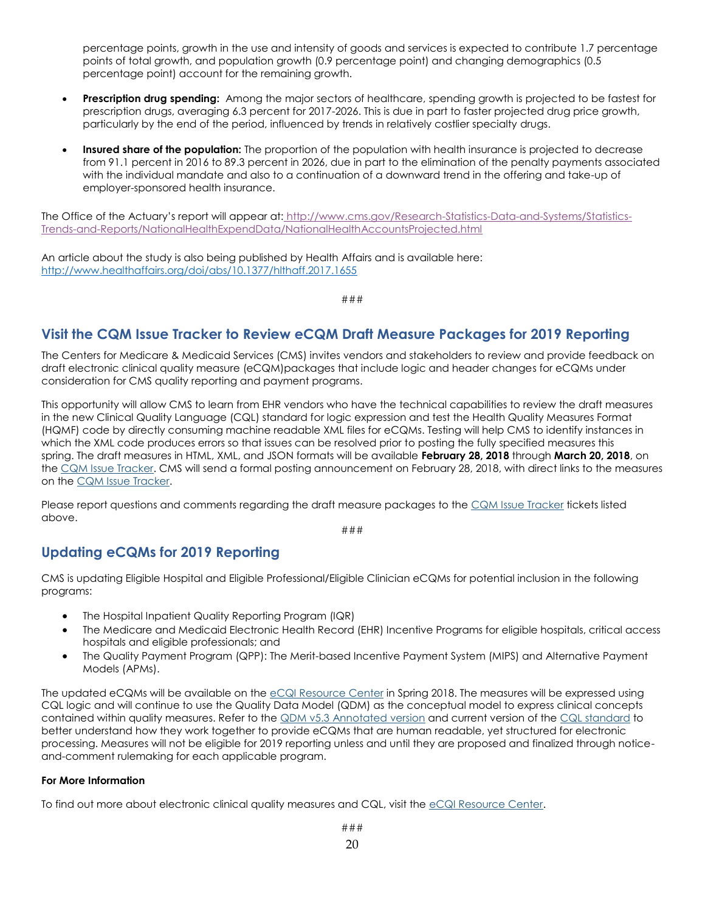percentage points, growth in the use and intensity of goods and services is expected to contribute 1.7 percentage points of total growth, and population growth (0.9 percentage point) and changing demographics (0.5 percentage point) account for the remaining growth.

- **Prescription drug spending:** Among the major sectors of healthcare, spending growth is projected to be fastest for prescription drugs, averaging 6.3 percent for 2017-2026. This is due in part to faster projected drug price growth, particularly by the end of the period, influenced by trends in relatively costlier specialty drugs.
- **Insured share of the population:** The proportion of the population with health insurance is projected to decrease from 91.1 percent in 2016 to 89.3 percent in 2026, due in part to the elimination of the penalty payments associated with the individual mandate and also to a continuation of a downward trend in the offering and take-up of employer-sponsored health insurance.

The Office of the Actuary's report will appear at: http://www.cms.gov/Research-Statistics-Data-and-Systems/Statistics-Trends-and-Reports/NationalHealthExpendData/NationalHealthAccountsProjected.html

An article about the study is also being published by Health Affairs and is available here: http://www.healthaffairs.org/doi/abs/10.1377/hlthaff.2017.1655

###

## Visit the CQM Issue Tracker to Review eCQM Draft Measure Packages for 2019 Reporting

The Centers for Medicare & Medicaid Services (CMS) invites vendors and stakeholders to review and provide feedback on draft electronic clinical quality measure (eCQM)packages that include logic and header changes for eCQMs under consideration for CMS quality reporting and payment programs.

This opportunity will allow CMS to learn from EHR vendors who have the technical capabilities to review the draft measures in the new Clinical Quality Language (CQL) standard for logic expression and test the Health Quality Measures Format (HQMF) code by directly consuming machine readable XML files for eCQMs. Testing will help CMS to identify instances in which the XML code produces errors so that issues can be resolved prior to posting the fully specified measures this spring. The draft measures in HTML, XML, and JSON formats will be available **February 28, 2018** through **March 20, 2018**, on the CQM Issue Tracker. CMS will send a formal posting announcement on February 28, 2018, with direct links to the measures on the CQM Issue Tracker.

Please report questions and comments regarding the draft measure packages to the CQM Issue Tracker tickets listed above.

###

## Updating eCQMs for 2019 Reporting

CMS is updating Eligible Hospital and Eligible Professional/Eligible Clinician eCQMs for potential inclusion in the following programs:

- The Hospital Inpatient Quality Reporting Program (IQR)
- The Medicare and Medicaid Electronic Health Record (EHR) Incentive Programs for eligible hospitals, critical access hospitals and eligible professionals; and
- The Quality Payment Program (QPP): The Merit-based Incentive Payment System (MIPS) and Alternative Payment Models (APMs).

The updated eCQMs will be available on the eCQI Resource Center in Spring 2018. The measures will be expressed using CQL logic and will continue to use the Quality Data Model (QDM) as the conceptual model to express clinical concepts contained within quality measures. Refer to the QDM v5.3 Annotated version and current version of the CQL standard to better understand how they work together to provide eCQMs that are human readable, yet structured for electronic processing. Measures will not be eligible for 2019 reporting unless and until they are proposed and finalized through notice-and-comment rulemaking for each applicable program.

**For More Information**

To find out more about electronic clinical quality measures and CQL, visit the eCQI Resource Center.

###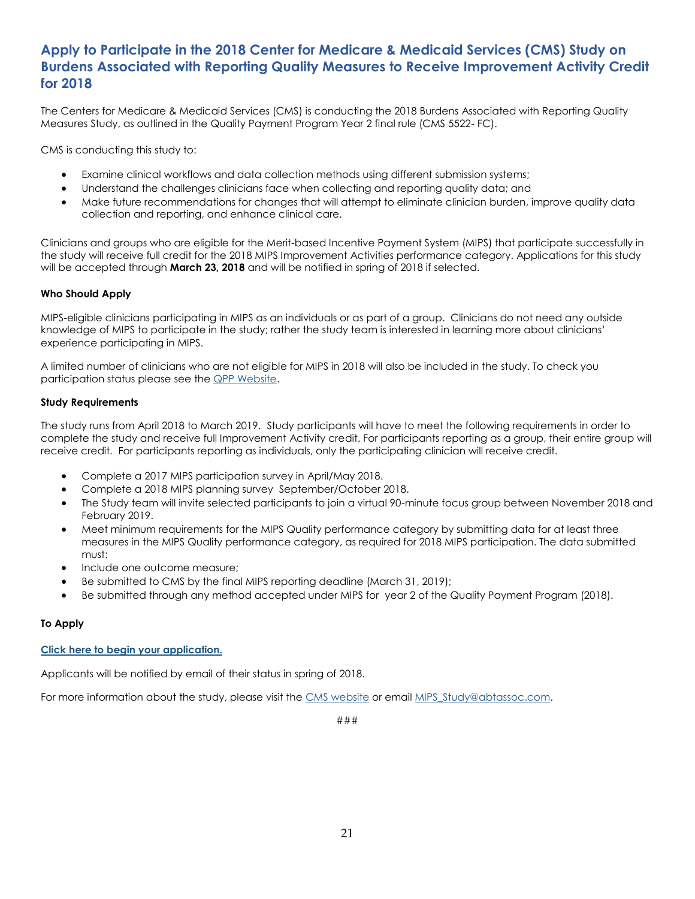## Apply to Participate in the 2018 Center for Medicare & Medicaid Services (CMS) Study on Burdens Associated with Reporting Quality Measures to Receive Improvement Activity Credit for 2018

The Centers for Medicare & Medicaid Services (CMS) is conducting the 2018 Burdens Associated with Reporting Quality Measures Study, as outlined in the Quality Payment Program Year 2 final rule (CMS 5522- FC).

CMS is conducting this study to:

- Examine clinical workflows and data collection methods using different submission systems;
- Understand the challenges clinicians face when collecting and reporting quality data; and
- Make future recommendations for changes that will attempt to eliminate clinician burden, improve quality data collection and reporting, and enhance clinical care.

Clinicians and groups who are eligible for the Merit-based Incentive Payment System (MIPS) that participate successfully in the study will receive full credit for the 2018 MIPS Improvement Activities performance category. Applications for this study will be accepted through **March 23, 2018** and will be notified in spring of 2018 if selected.

**Who Should Apply**

MIPS-eligible clinicians participating in MIPS as an individuals or as part of a group. Clinicians do not need any outside knowledge of MIPS to participate in the study; rather the study team is interested in learning more about clinicians' experience participating in MIPS.

A limited number of clinicians who are not eligible for MIPS in 2018 will also be included in the study. To check you participation status please see the QPP Website.

**Study Requirements**

The study runs from April 2018 to March 2019. Study participants will have to meet the following requirements in order to complete the study and receive full Improvement Activity credit. For participants reporting as a group, their entire group will receive credit. For participants reporting as individuals, only the participating clinician will receive credit.

- Complete a 2017 MIPS participation survey in April/May 2018.
- Complete a 2018 MIPS planning survey September/October 2018.
- The Study team will invite selected participants to join a virtual 90-minute focus group between November 2018 and February 2019.
- Meet minimum requirements for the MIPS Quality performance category by submitting data for at least three measures in the MIPS Quality performance category, as required for 2018 MIPS participation. The data submitted must:
- Include one outcome measure;
- Be submitted to CMS by the final MIPS reporting deadline (March 31, 2019);
- Be submitted through any method accepted under MIPS for year 2 of the Quality Payment Program (2018).

**To Apply**

**Click here to begin your application.**

Applicants will be notified by email of their status in spring of 2018.

For more information about the study, please visit the CMS website or email MIPS_Study@abtassoc.com.

###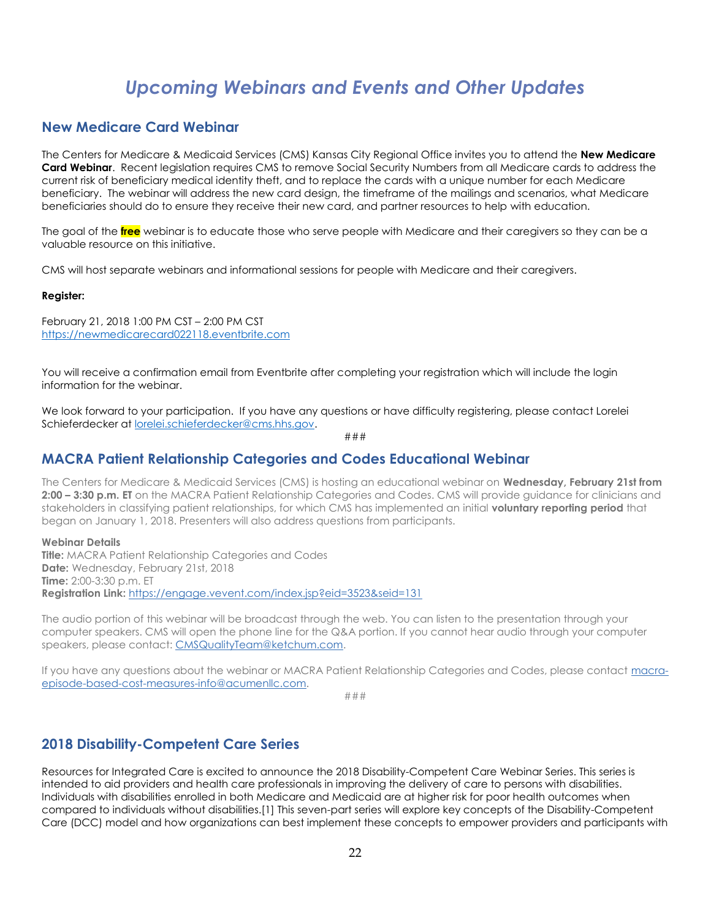# *Upcoming Webinars and Events and Other Updates*

## New Medicare Card Webinar

The Centers for Medicare & Medicaid Services (CMS) Kansas City Regional Office invites you to attend the **New Medicare Card Webinar**. Recent legislation requires CMS to remove Social Security Numbers from all Medicare cards to address the current risk of beneficiary medical identity theft, and to replace the cards with a unique number for each Medicare beneficiary. The webinar will address the new card design, the timeframe of the mailings and scenarios, what Medicare beneficiaries should do to ensure they receive their new card, and partner resources to help with education.

The goal of the **free** webinar is to educate those who serve people with Medicare and their caregivers so they can be a valuable resource on this initiative.

CMS will host separate webinars and informational sessions for people with Medicare and their caregivers.

**Register:**

February 21, 2018 1:00 PM CST – 2:00 PM CST
https://newmedicarecard022118.eventbrite.com

You will receive a confirmation email from Eventbrite after completing your registration which will include the login information for the webinar.

We look forward to your participation. If you have any questions or have difficulty registering, please contact Lorelei Schieferdecker at lorelei.schieferdecker@cms.hhs.gov.

###

## MACRA Patient Relationship Categories and Codes Educational Webinar

The Centers for Medicare & Medicaid Services (CMS) is hosting an educational webinar on **Wednesday, February 21st from 2:00 – 3:30 p.m. ET** on the MACRA Patient Relationship Categories and Codes. CMS will provide guidance for clinicians and stakeholders in classifying patient relationships, for which CMS has implemented an initial **voluntary reporting period** that began on January 1, 2018. Presenters will also address questions from participants.

**Webinar Details**
**Title:** MACRA Patient Relationship Categories and Codes
**Date:** Wednesday, February 21st, 2018
**Time:** 2:00-3:30 p.m. ET
**Registration Link:** https://engage.vevent.com/index.jsp?eid=3523&seid=131

The audio portion of this webinar will be broadcast through the web. You can listen to the presentation through your computer speakers. CMS will open the phone line for the Q&A portion. If you cannot hear audio through your computer speakers, please contact: CMSQualityTeam@ketchum.com.

If you have any questions about the webinar or MACRA Patient Relationship Categories and Codes, please contact macra-episode-based-cost-measures-info@acumenllc.com.

###

## 2018 Disability-Competent Care Series

Resources for Integrated Care is excited to announce the 2018 Disability-Competent Care Webinar Series. This series is intended to aid providers and health care professionals in improving the delivery of care to persons with disabilities. Individuals with disabilities enrolled in both Medicare and Medicaid are at higher risk for poor health outcomes when compared to individuals without disabilities.[1] This seven-part series will explore key concepts of the Disability-Competent Care (DCC) model and how organizations can best implement these concepts to empower providers and participants with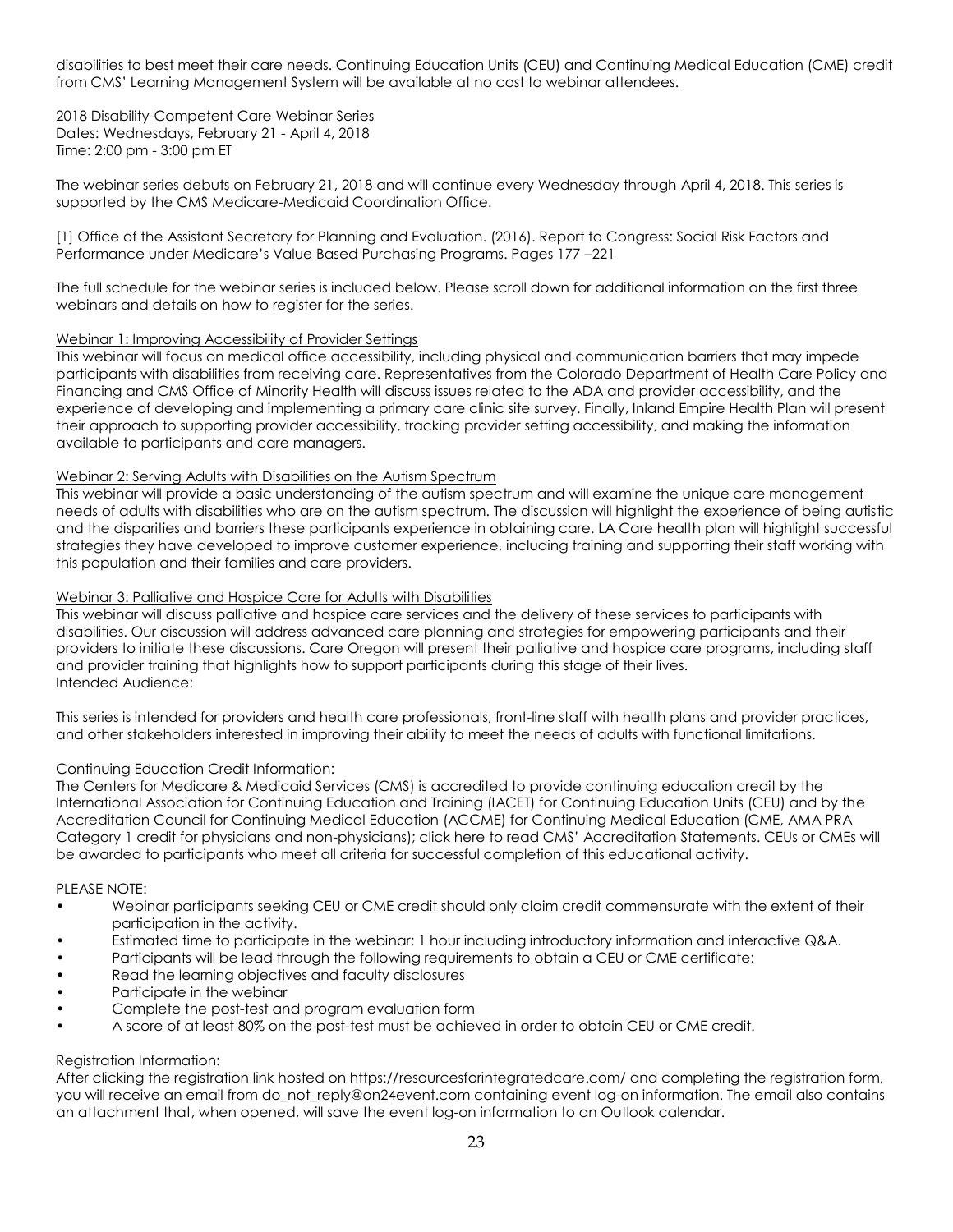disabilities to best meet their care needs. Continuing Education Units (CEU) and Continuing Medical Education (CME) credit from CMS' Learning Management System will be available at no cost to webinar attendees.

2018 Disability-Competent Care Webinar Series
Dates: Wednesdays, February 21 - April 4, 2018
Time: 2:00 pm - 3:00 pm ET

The webinar series debuts on February 21, 2018 and will continue every Wednesday through April 4, 2018. This series is supported by the CMS Medicare-Medicaid Coordination Office.

[1] Office of the Assistant Secretary for Planning and Evaluation. (2016). Report to Congress: Social Risk Factors and Performance under Medicare's Value Based Purchasing Programs. Pages 177 –221

The full schedule for the webinar series is included below. Please scroll down for additional information on the first three webinars and details on how to register for the series.

Webinar 1: Improving Accessibility of Provider Settings
This webinar will focus on medical office accessibility, including physical and communication barriers that may impede participants with disabilities from receiving care. Representatives from the Colorado Department of Health Care Policy and Financing and CMS Office of Minority Health will discuss issues related to the ADA and provider accessibility, and the experience of developing and implementing a primary care clinic site survey. Finally, Inland Empire Health Plan will present their approach to supporting provider accessibility, tracking provider setting accessibility, and making the information available to participants and care managers.

Webinar 2: Serving Adults with Disabilities on the Autism Spectrum
This webinar will provide a basic understanding of the autism spectrum and will examine the unique care management needs of adults with disabilities who are on the autism spectrum. The discussion will highlight the experience of being autistic and the disparities and barriers these participants experience in obtaining care. LA Care health plan will highlight successful strategies they have developed to improve customer experience, including training and supporting their staff working with this population and their families and care providers.

Webinar 3: Palliative and Hospice Care for Adults with Disabilities
This webinar will discuss palliative and hospice care services and the delivery of these services to participants with disabilities. Our discussion will address advanced care planning and strategies for empowering participants and their providers to initiate these discussions. Care Oregon will present their palliative and hospice care programs, including staff and provider training that highlights how to support participants during this stage of their lives.
Intended Audience:

This series is intended for providers and health care professionals, front-line staff with health plans and provider practices, and other stakeholders interested in improving their ability to meet the needs of adults with functional limitations.

Continuing Education Credit Information:
The Centers for Medicare & Medicaid Services (CMS) is accredited to provide continuing education credit by the International Association for Continuing Education and Training (IACET) for Continuing Education Units (CEU) and by the Accreditation Council for Continuing Medical Education (ACCME) for Continuing Medical Education (CME, AMA PRA Category 1 credit for physicians and non-physicians); click here to read CMS' Accreditation Statements. CEUs or CMEs will be awarded to participants who meet all criteria for successful completion of this educational activity.

PLEASE NOTE:

- Webinar participants seeking CEU or CME credit should only claim credit commensurate with the extent of their participation in the activity.
- Estimated time to participate in the webinar: 1 hour including introductory information and interactive Q&A.
- Participants will be lead through the following requirements to obtain a CEU or CME certificate:
- Read the learning objectives and faculty disclosures
- Participate in the webinar
- Complete the post-test and program evaluation form
- A score of at least 80% on the post-test must be achieved in order to obtain CEU or CME credit.

Registration Information:
After clicking the registration link hosted on https://resourcesforintegratedcare.com/ and completing the registration form, you will receive an email from do_not_reply@on24event.com containing event log-on information. The email also contains an attachment that, when opened, will save the event log-on information to an Outlook calendar.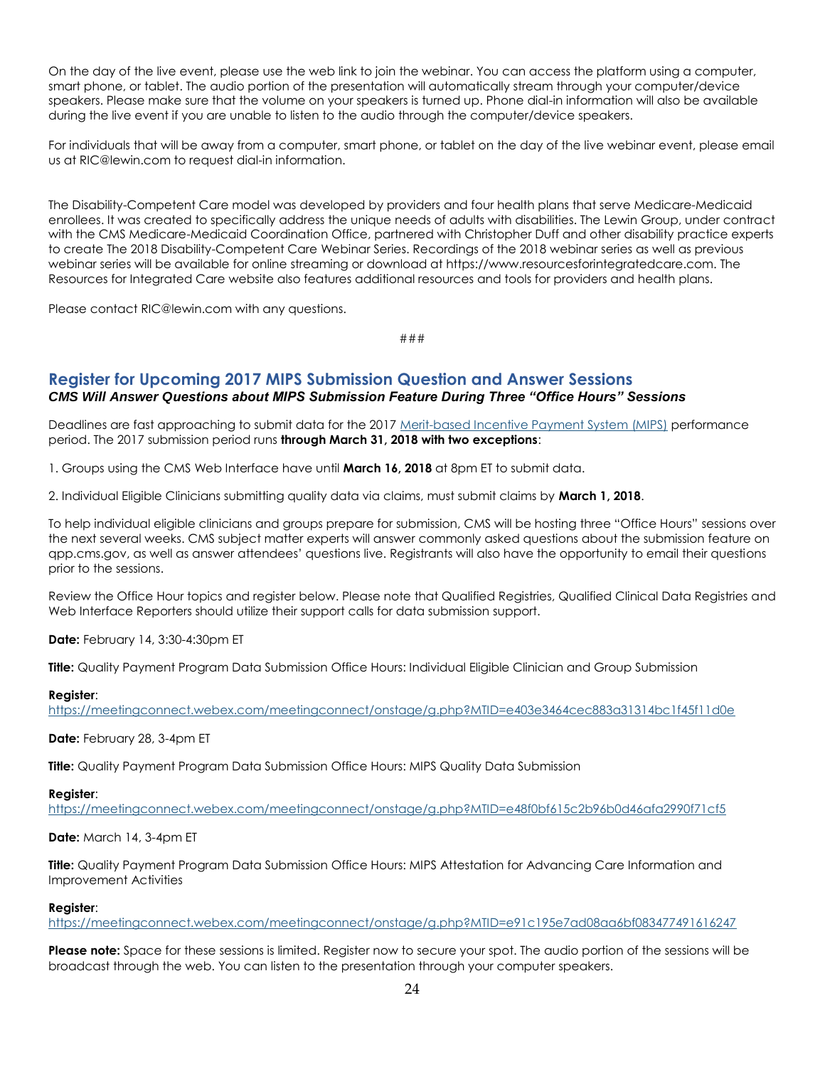On the day of the live event, please use the web link to join the webinar. You can access the platform using a computer, smart phone, or tablet. The audio portion of the presentation will automatically stream through your computer/device speakers. Please make sure that the volume on your speakers is turned up. Phone dial-in information will also be available during the live event if you are unable to listen to the audio through the computer/device speakers.

For individuals that will be away from a computer, smart phone, or tablet on the day of the live webinar event, please email us at RIC@lewin.com to request dial-in information.

The Disability-Competent Care model was developed by providers and four health plans that serve Medicare-Medicaid enrollees. It was created to specifically address the unique needs of adults with disabilities. The Lewin Group, under contract with the CMS Medicare-Medicaid Coordination Office, partnered with Christopher Duff and other disability practice experts to create The 2018 Disability-Competent Care Webinar Series. Recordings of the 2018 webinar series as well as previous webinar series will be available for online streaming or download at https://www.resourcesforintegratedcare.com. The Resources for Integrated Care website also features additional resources and tools for providers and health plans.

Please contact RIC@lewin.com with any questions.

###

## Register for Upcoming 2017 MIPS Submission Question and Answer Sessions

***CMS Will Answer Questions about MIPS Submission Feature During Three "Office Hours" Sessions***

Deadlines are fast approaching to submit data for the 2017 Merit-based Incentive Payment System (MIPS) performance period. The 2017 submission period runs **through March 31, 2018 with two exceptions**:

1. Groups using the CMS Web Interface have until **March 16, 2018** at 8pm ET to submit data.

2. Individual Eligible Clinicians submitting quality data via claims, must submit claims by **March 1, 2018**.

To help individual eligible clinicians and groups prepare for submission, CMS will be hosting three "Office Hours" sessions over the next several weeks. CMS subject matter experts will answer commonly asked questions about the submission feature on qpp.cms.gov, as well as answer attendees' questions live. Registrants will also have the opportunity to email their questions prior to the sessions.

Review the Office Hour topics and register below. Please note that Qualified Registries, Qualified Clinical Data Registries and Web Interface Reporters should utilize their support calls for data submission support.

**Date:** February 14, 3:30-4:30pm ET

**Title:** Quality Payment Program Data Submission Office Hours: Individual Eligible Clinician and Group Submission

**Register**:
https://meetingconnect.webex.com/meetingconnect/onstage/g.php?MTID=e403e3464cec883a31314bc1f45f11d0e

**Date:** February 28, 3-4pm ET

**Title:** Quality Payment Program Data Submission Office Hours: MIPS Quality Data Submission

**Register**:
https://meetingconnect.webex.com/meetingconnect/onstage/g.php?MTID=e48f0bf615c2b96b0d46afa2990f71cf5

**Date:** March 14, 3-4pm ET

**Title:** Quality Payment Program Data Submission Office Hours: MIPS Attestation for Advancing Care Information and Improvement Activities

**Register**:
https://meetingconnect.webex.com/meetingconnect/onstage/g.php?MTID=e91c195e7ad08aa6bf083477491616247

**Please note:** Space for these sessions is limited. Register now to secure your spot. The audio portion of the sessions will be broadcast through the web. You can listen to the presentation through your computer speakers.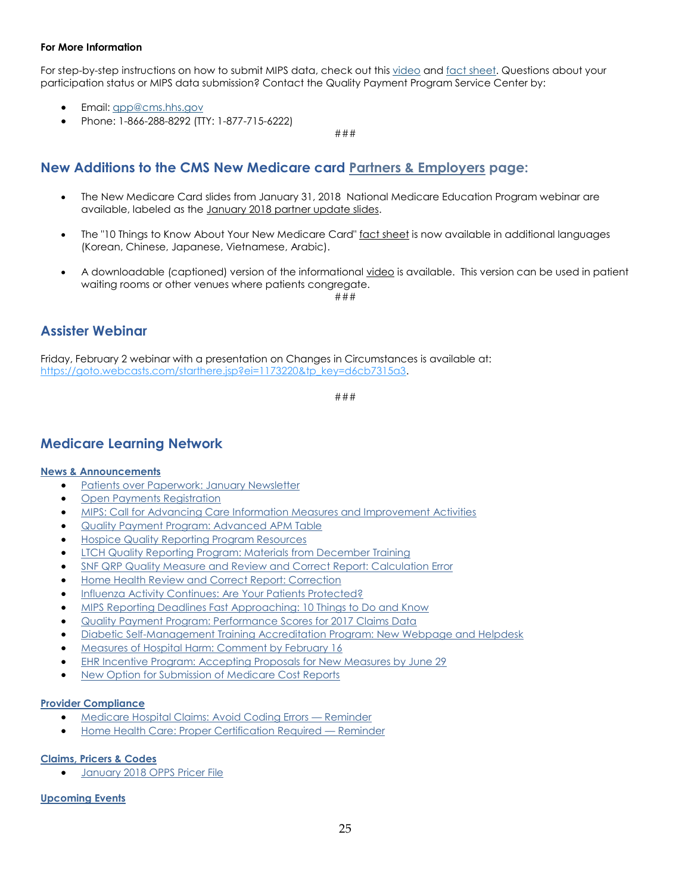#### For More Information

For step-by-step instructions on how to submit MIPS data, check out this video and fact sheet. Questions about your participation status or MIPS data submission? Contact the Quality Payment Program Service Center by:

- Email: qpp@cms.hhs.gov
- Phone: 1-866-288-8292 (TTY: 1-877-715-6222)

###

## New Additions to the CMS New Medicare card Partners & Employers page:

- The New Medicare Card slides from January 31, 2018 National Medicare Education Program webinar are available, labeled as the January 2018 partner update slides.
- The "10 Things to Know About Your New Medicare Card" fact sheet is now available in additional languages (Korean, Chinese, Japanese, Vietnamese, Arabic).
- A downloadable (captioned) version of the informational video is available. This version can be used in patient waiting rooms or other venues where patients congregate.

###

## Assister Webinar

Friday, February 2 webinar with a presentation on Changes in Circumstances is available at: https://goto.webcasts.com/starthere.jsp?ei=1173220&tp_key=d6cb7315a3.

###

## Medicare Learning Network

#### News & Announcements

- Patients over Paperwork: January Newsletter
- Open Payments Registration
- MIPS: Call for Advancing Care Information Measures and Improvement Activities
- Quality Payment Program: Advanced APM Table
- Hospice Quality Reporting Program Resources
- LTCH Quality Reporting Program: Materials from December Training
- SNF QRP Quality Measure and Review and Correct Report: Calculation Error
- Home Health Review and Correct Report: Correction
- Influenza Activity Continues: Are Your Patients Protected?
- MIPS Reporting Deadlines Fast Approaching: 10 Things to Do and Know
- Quality Payment Program: Performance Scores for 2017 Claims Data
- Diabetic Self-Management Training Accreditation Program: New Webpage and Helpdesk
- Measures of Hospital Harm: Comment by February 16
- EHR Incentive Program: Accepting Proposals for New Measures by June 29
- New Option for Submission of Medicare Cost Reports

#### Provider Compliance

- Medicare Hospital Claims: Avoid Coding Errors — Reminder
- Home Health Care: Proper Certification Required — Reminder

#### Claims, Pricers & Codes

- January 2018 OPPS Pricer File

#### Upcoming Events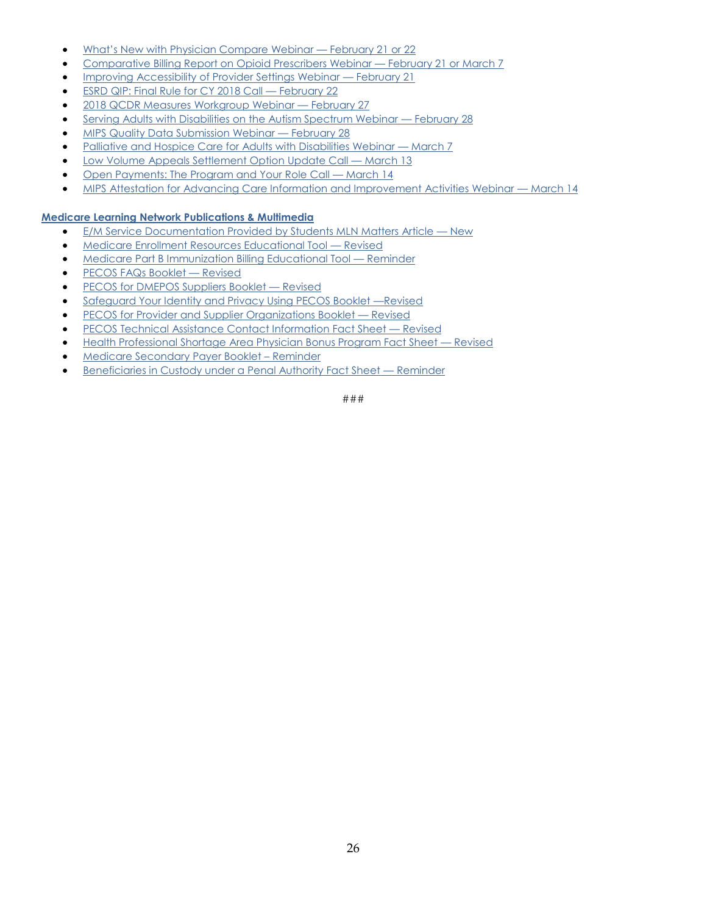- What's New with Physician Compare Webinar — February 21 or 22
- Comparative Billing Report on Opioid Prescribers Webinar — February 21 or March 7
- Improving Accessibility of Provider Settings Webinar — February 21
- ESRD QIP: Final Rule for CY 2018 Call — February 22
- 2018 QCDR Measures Workgroup Webinar — February 27
- Serving Adults with Disabilities on the Autism Spectrum Webinar — February 28
- MIPS Quality Data Submission Webinar — February 28
- Palliative and Hospice Care for Adults with Disabilities Webinar — March 7
- Low Volume Appeals Settlement Option Update Call — March 13
- Open Payments: The Program and Your Role Call — March 14
- MIPS Attestation for Advancing Care Information and Improvement Activities Webinar — March 14

**Medicare Learning Network Publications & Multimedia**

- E/M Service Documentation Provided by Students MLN Matters Article — New
- Medicare Enrollment Resources Educational Tool — Revised
- Medicare Part B Immunization Billing Educational Tool — Reminder
- PECOS FAQs Booklet — Revised
- PECOS for DMEPOS Suppliers Booklet — Revised
- Safeguard Your Identity and Privacy Using PECOS Booklet —Revised
- PECOS for Provider and Supplier Organizations Booklet — Revised
- PECOS Technical Assistance Contact Information Fact Sheet — Revised
- Health Professional Shortage Area Physician Bonus Program Fact Sheet — Revised
- Medicare Secondary Payer Booklet – Reminder
- Beneficiaries in Custody under a Penal Authority Fact Sheet — Reminder

###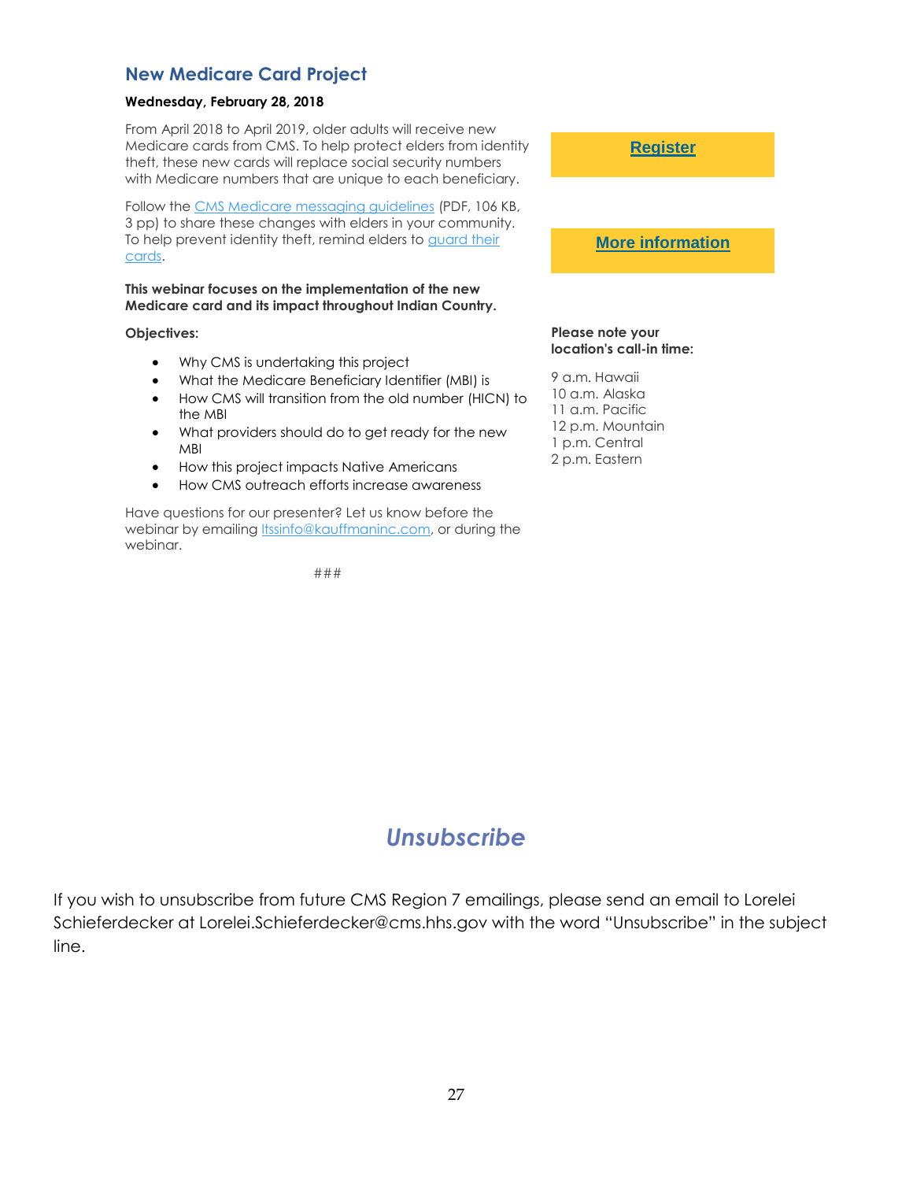## New Medicare Card Project

**Wednesday, February 28, 2018**

From April 2018 to April 2019, older adults will receive new Medicare cards from CMS. To help protect elders from identity theft, these new cards will replace social security numbers with Medicare numbers that are unique to each beneficiary.

Follow the CMS Medicare messaging guidelines (PDF, 106 KB, 3 pp) to share these changes with elders in your community. To help prevent identity theft, remind elders to guard their cards.

**This webinar focuses on the implementation of the new Medicare card and its impact throughout Indian Country.**

**Objectives:**

- Why CMS is undertaking this project
- What the Medicare Beneficiary Identifier (MBI) is
- How CMS will transition from the old number (HICN) to the MBI
- What providers should do to get ready for the new MBI
- How this project impacts Native Americans
- How CMS outreach efforts increase awareness

Have questions for our presenter? Let us know before the webinar by emailing ltssinfo@kauffmaninc.com, or during the webinar.

###

**Register**

**More information**

**Please note your location's call-in time:**

9 a.m. Hawaii
10 a.m. Alaska
11 a.m. Pacific
12 p.m. Mountain
1 p.m. Central
2 p.m. Eastern

## *Unsubscribe*

If you wish to unsubscribe from future CMS Region 7 emailings, please send an email to Lorelei Schieferdecker at Lorelei.Schieferdecker@cms.hhs.gov with the word "Unsubscribe" in the subject line.